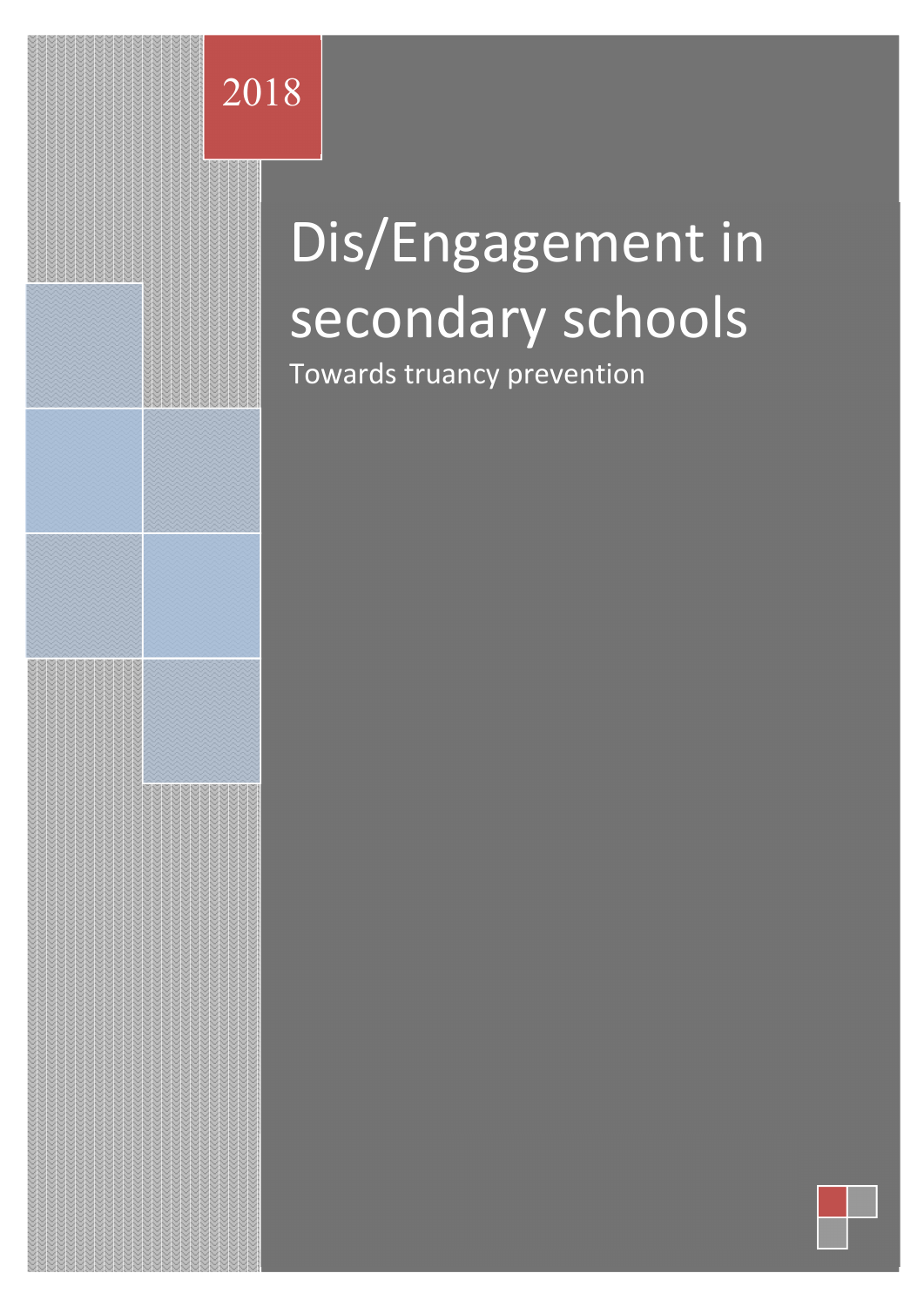2018

# Dis/Engagement in secondary schools

Towards truancy prevention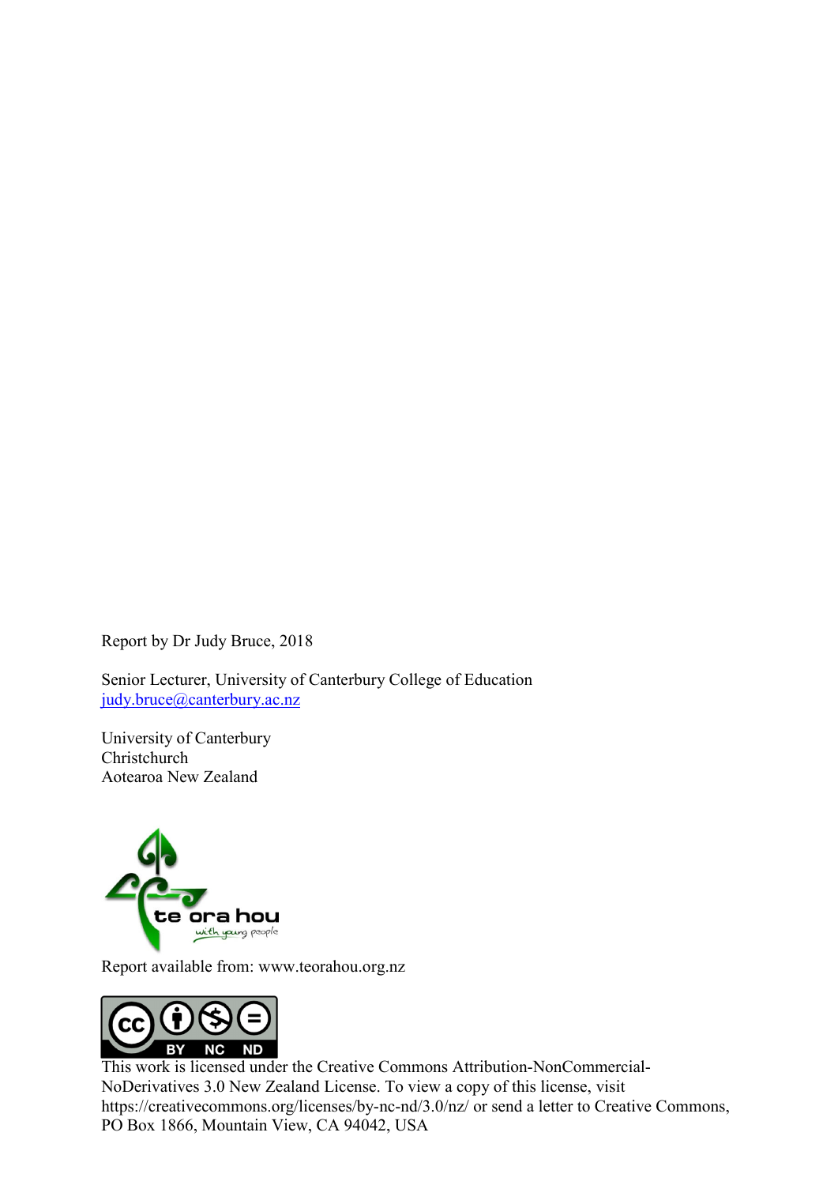Report by Dr Judy Bruce, 2018

Senior Lecturer, University of Canterbury College of Education
judy.bruce@canterbury.ac.nz

University of Canterbury
Christchurch
Aotearoa New Zealand

Report available from: www.teorahou.org.nz

This work is licensed under the Creative Commons Attribution-NonCommercial-NoDerivatives 3.0 New Zealand License. To view a copy of this license, visit https://creativecommons.org/licenses/by-nc-nd/3.0/nz/ or send a letter to Creative Commons, PO Box 1866, Mountain View, CA 94042, USA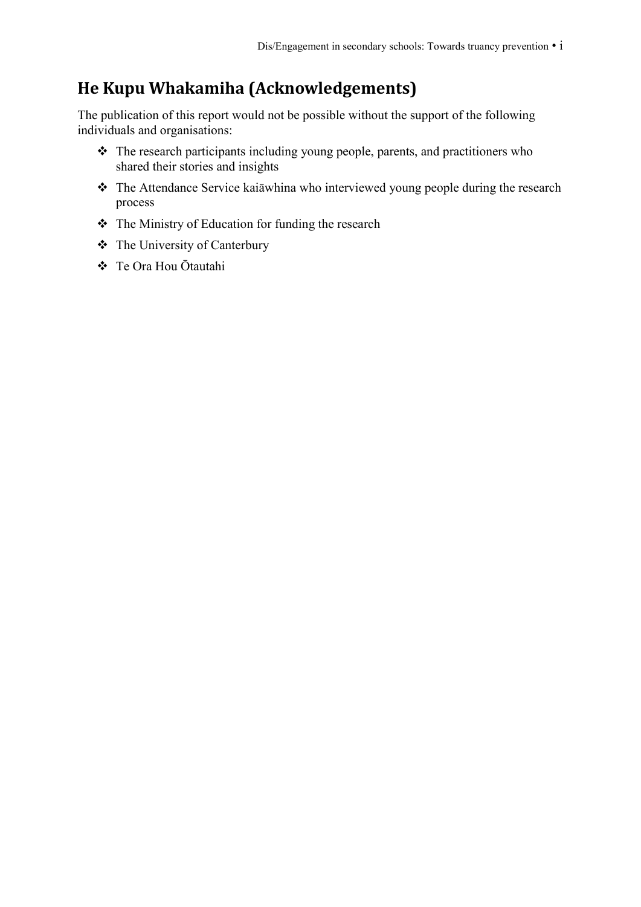## He Kupu Whakamiha (Acknowledgements)

The publication of this report would not be possible without the support of the following individuals and organisations:

- The research participants including young people, parents, and practitioners who shared their stories and insights
- The Attendance Service kaiāwhina who interviewed young people during the research process
- The Ministry of Education for funding the research
- The University of Canterbury
- Te Ora Hou Ōtautahi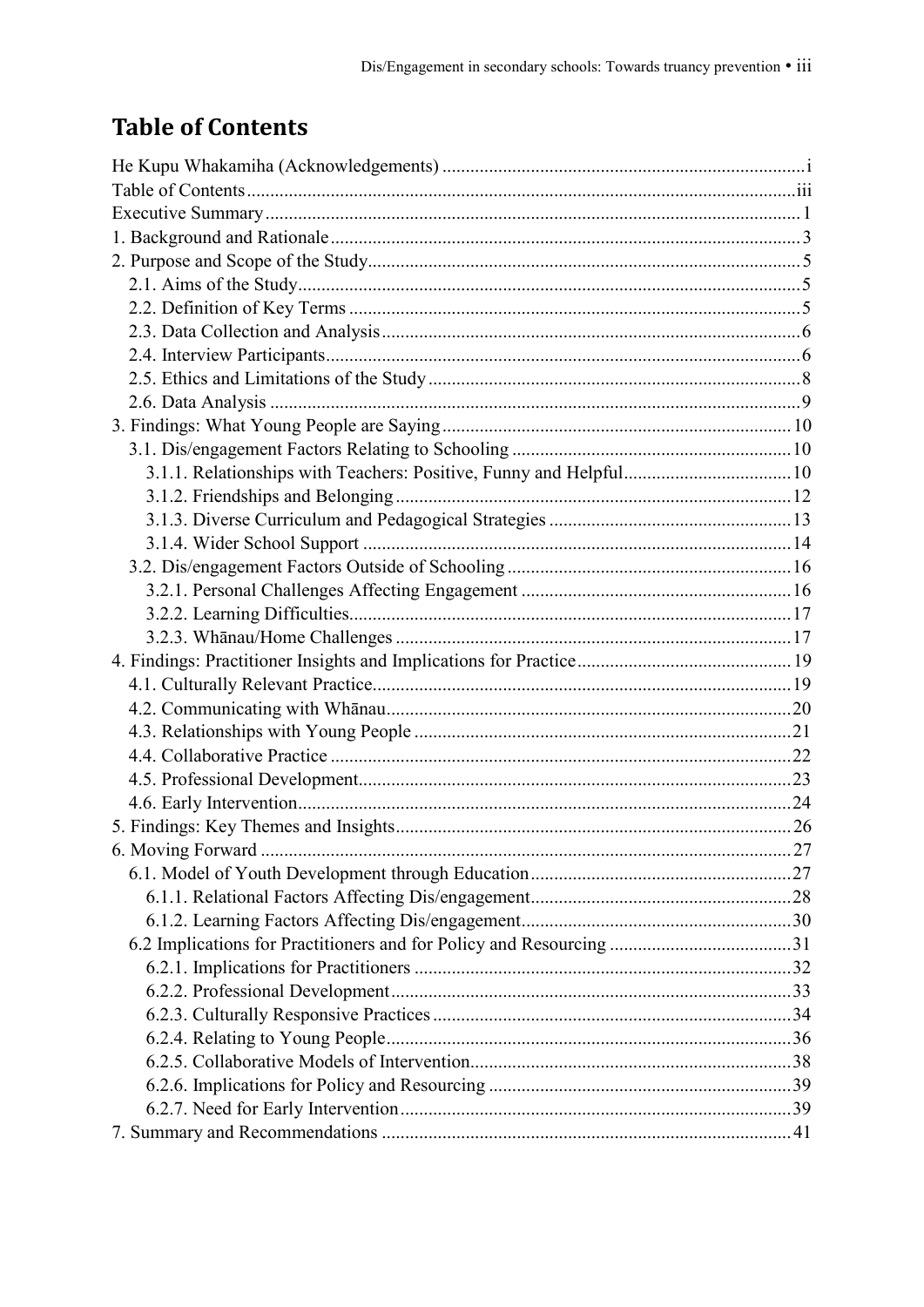# Table of Contents

He Kupu Whakamiha (Acknowledgements) ..... i
Table of Contents ..... iii
Executive Summary ..... 1
1. Background and Rationale ..... 3
2. Purpose and Scope of the Study ..... 5
   2.1. Aims of the Study ..... 5
   2.2. Definition of Key Terms ..... 5
   2.3. Data Collection and Analysis ..... 6
   2.4. Interview Participants ..... 6
   2.5. Ethics and Limitations of the Study ..... 8
   2.6. Data Analysis ..... 9
3. Findings: What Young People are Saying ..... 10
   3.1. Dis/engagement Factors Relating to Schooling ..... 10
      3.1.1. Relationships with Teachers: Positive, Funny and Helpful ..... 10
      3.1.2. Friendships and Belonging ..... 12
      3.1.3. Diverse Curriculum and Pedagogical Strategies ..... 13
      3.1.4. Wider School Support ..... 14
   3.2. Dis/engagement Factors Outside of Schooling ..... 16
      3.2.1. Personal Challenges Affecting Engagement ..... 16
      3.2.2. Learning Difficulties ..... 17
      3.2.3. Whānau/Home Challenges ..... 17
4. Findings: Practitioner Insights and Implications for Practice ..... 19
   4.1. Culturally Relevant Practice ..... 19
   4.2. Communicating with Whānau ..... 20
   4.3. Relationships with Young People ..... 21
   4.4. Collaborative Practice ..... 22
   4.5. Professional Development ..... 23
   4.6. Early Intervention ..... 24
5. Findings: Key Themes and Insights ..... 26
6. Moving Forward ..... 27
   6.1. Model of Youth Development through Education ..... 27
      6.1.1. Relational Factors Affecting Dis/engagement ..... 28
      6.1.2. Learning Factors Affecting Dis/engagement ..... 30
   6.2 Implications for Practitioners and for Policy and Resourcing ..... 31
      6.2.1. Implications for Practitioners ..... 32
      6.2.2. Professional Development ..... 33
      6.2.3. Culturally Responsive Practices ..... 34
      6.2.4. Relating to Young People ..... 36
      6.2.5. Collaborative Models of Intervention ..... 38
      6.2.6. Implications for Policy and Resourcing ..... 39
      6.2.7. Need for Early Intervention ..... 39
7. Summary and Recommendations ..... 41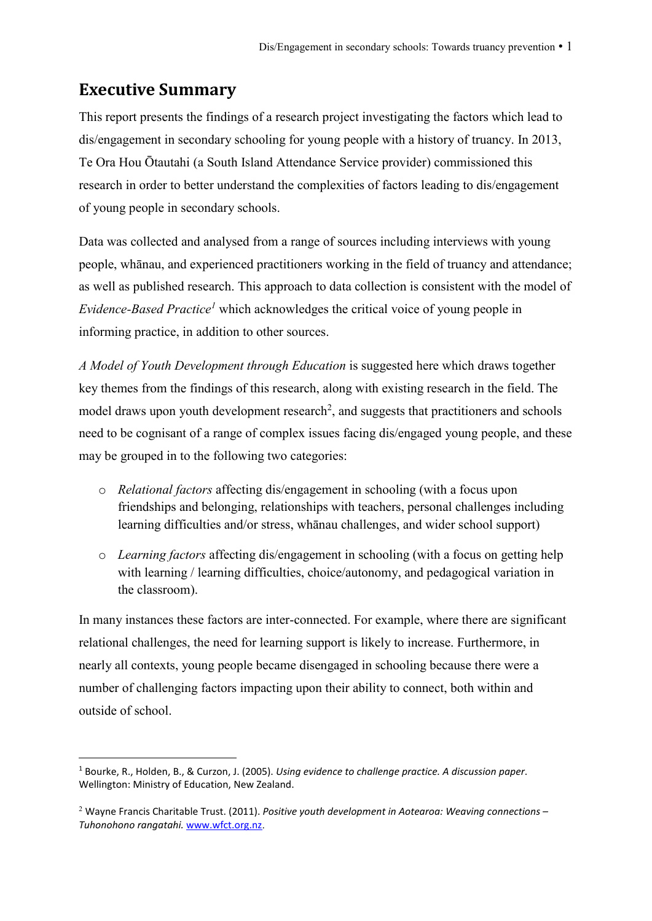## Executive Summary

This report presents the findings of a research project investigating the factors which lead to dis/engagement in secondary schooling for young people with a history of truancy. In 2013, Te Ora Hou Ōtautahi (a South Island Attendance Service provider) commissioned this research in order to better understand the complexities of factors leading to dis/engagement of young people in secondary schools.

Data was collected and analysed from a range of sources including interviews with young people, whānau, and experienced practitioners working in the field of truancy and attendance; as well as published research. This approach to data collection is consistent with the model of *Evidence-Based Practice*[1] which acknowledges the critical voice of young people in informing practice, in addition to other sources.

*A Model of Youth Development through Education* is suggested here which draws together key themes from the findings of this research, along with existing research in the field. The model draws upon youth development research[2], and suggests that practitioners and schools need to be cognisant of a range of complex issues facing dis/engaged young people, and these may be grouped in to the following two categories:

- *Relational factors* affecting dis/engagement in schooling (with a focus upon friendships and belonging, relationships with teachers, personal challenges including learning difficulties and/or stress, whānau challenges, and wider school support)
- *Learning factors* affecting dis/engagement in schooling (with a focus on getting help with learning / learning difficulties, choice/autonomy, and pedagogical variation in the classroom).

In many instances these factors are inter-connected. For example, where there are significant relational challenges, the need for learning support is likely to increase. Furthermore, in nearly all contexts, young people became disengaged in schooling because there were a number of challenging factors impacting upon their ability to connect, both within and outside of school.

---

[1] Bourke, R., Holden, B., & Curzon, J. (2005). *Using evidence to challenge practice. A discussion paper*. Wellington: Ministry of Education, New Zealand.

[2] Wayne Francis Charitable Trust. (2011). *Positive youth development in Aotearoa: Weaving connections – Tuhonohono rangatahi.* www.wfct.org.nz.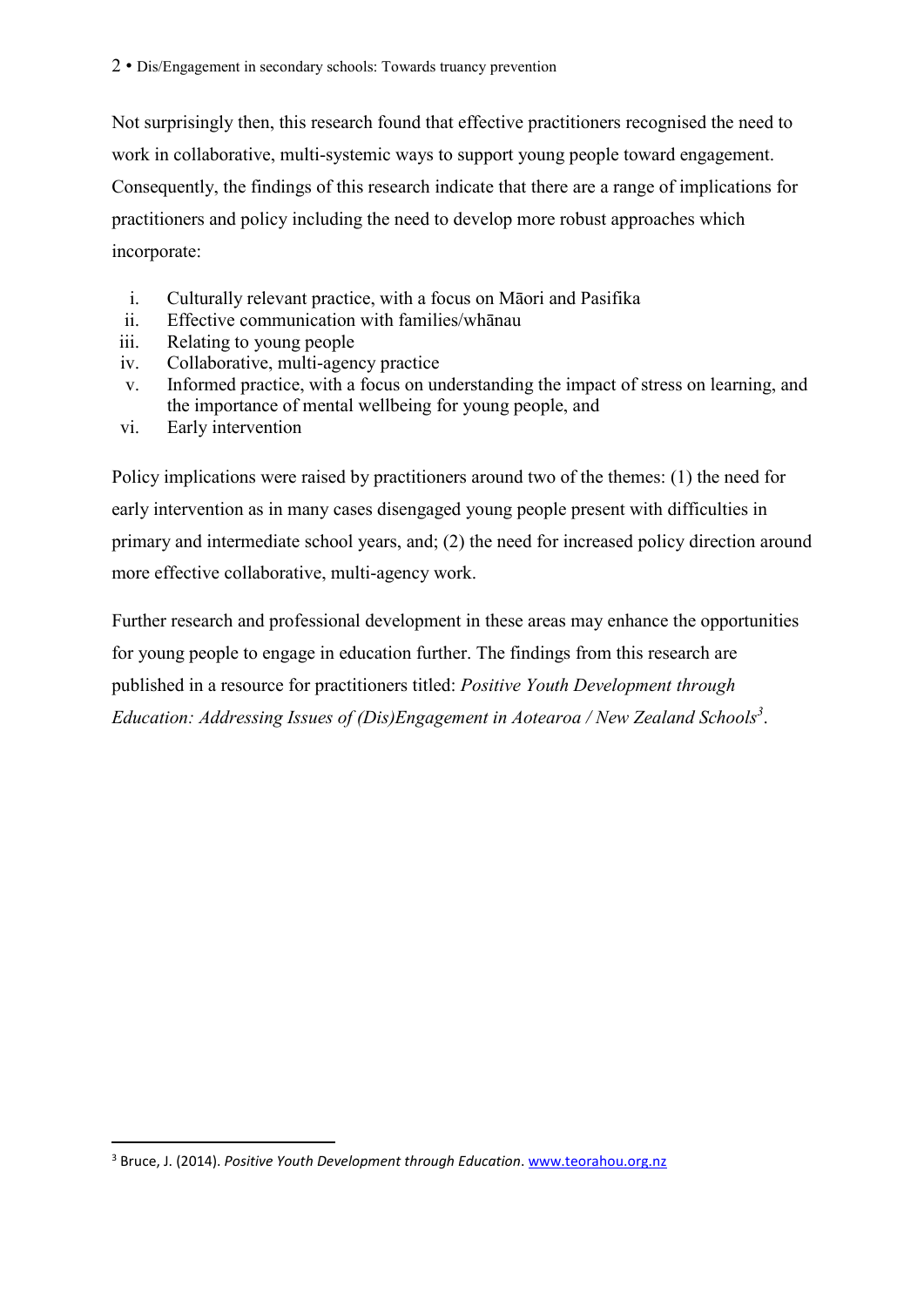Not surprisingly then, this research found that effective practitioners recognised the need to work in collaborative, multi-systemic ways to support young people toward engagement. Consequently, the findings of this research indicate that there are a range of implications for practitioners and policy including the need to develop more robust approaches which incorporate:

i. Culturally relevant practice, with a focus on Māori and Pasifika
ii. Effective communication with families/whānau
iii. Relating to young people
iv. Collaborative, multi-agency practice
v. Informed practice, with a focus on understanding the impact of stress on learning, and the importance of mental wellbeing for young people, and
vi. Early intervention

Policy implications were raised by practitioners around two of the themes: (1) the need for early intervention as in many cases disengaged young people present with difficulties in primary and intermediate school years, and; (2) the need for increased policy direction around more effective collaborative, multi-agency work.

Further research and professional development in these areas may enhance the opportunities for young people to engage in education further. The findings from this research are published in a resource for practitioners titled: *Positive Youth Development through Education: Addressing Issues of (Dis)Engagement in Aotearoa / New Zealand Schools*[3].

---

[3] Bruce, J. (2014). *Positive Youth Development through Education*. www.teorahou.org.nz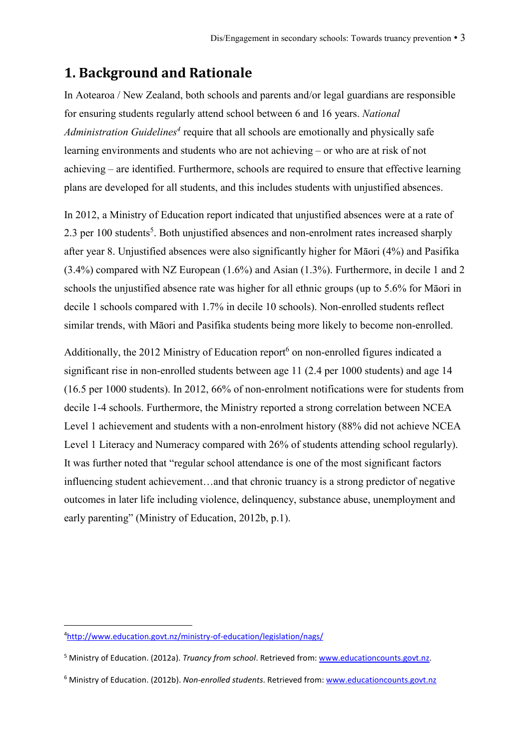# 1. Background and Rationale

In Aotearoa / New Zealand, both schools and parents and/or legal guardians are responsible for ensuring students regularly attend school between 6 and 16 years. *National Administration Guidelines*[4] require that all schools are emotionally and physically safe learning environments and students who are not achieving – or who are at risk of not achieving – are identified. Furthermore, schools are required to ensure that effective learning plans are developed for all students, and this includes students with unjustified absences.

In 2012, a Ministry of Education report indicated that unjustified absences were at a rate of 2.3 per 100 students[5]. Both unjustified absences and non-enrolment rates increased sharply after year 8. Unjustified absences were also significantly higher for Māori (4%) and Pasifika (3.4%) compared with NZ European (1.6%) and Asian (1.3%). Furthermore, in decile 1 and 2 schools the unjustified absence rate was higher for all ethnic groups (up to 5.6% for Māori in decile 1 schools compared with 1.7% in decile 10 schools). Non-enrolled students reflect similar trends, with Māori and Pasifika students being more likely to become non-enrolled.

Additionally, the 2012 Ministry of Education report[6] on non-enrolled figures indicated a significant rise in non-enrolled students between age 11 (2.4 per 1000 students) and age 14 (16.5 per 1000 students). In 2012, 66% of non-enrolment notifications were for students from decile 1-4 schools. Furthermore, the Ministry reported a strong correlation between NCEA Level 1 achievement and students with a non-enrolment history (88% did not achieve NCEA Level 1 Literacy and Numeracy compared with 26% of students attending school regularly). It was further noted that "regular school attendance is one of the most significant factors influencing student achievement…and that chronic truancy is a strong predictor of negative outcomes in later life including violence, delinquency, substance abuse, unemployment and early parenting" (Ministry of Education, 2012b, p.1).

---

[4] http://www.education.govt.nz/ministry-of-education/legislation/nags/

[5] Ministry of Education. (2012a). *Truancy from school*. Retrieved from: www.educationcounts.govt.nz.

[6] Ministry of Education. (2012b). *Non-enrolled students*. Retrieved from: www.educationcounts.govt.nz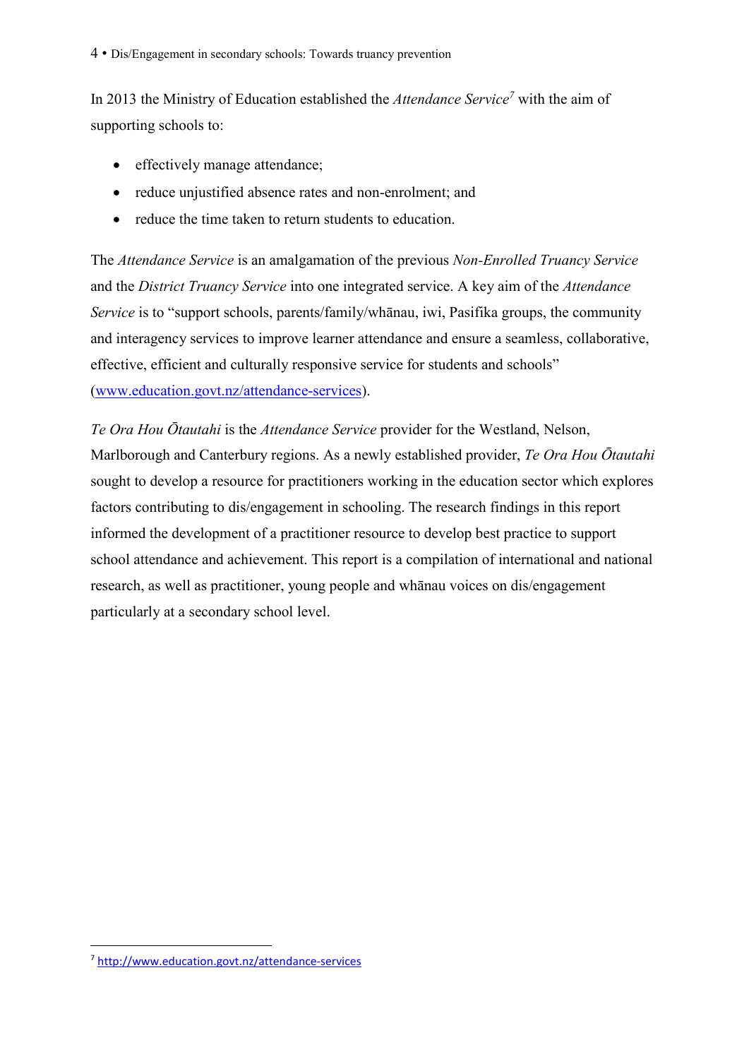In 2013 the Ministry of Education established the *Attendance Service*[7] with the aim of supporting schools to:

- effectively manage attendance;
- reduce unjustified absence rates and non-enrolment; and
- reduce the time taken to return students to education.

The *Attendance Service* is an amalgamation of the previous *Non-Enrolled Truancy Service* and the *District Truancy Service* into one integrated service. A key aim of the *Attendance Service* is to "support schools, parents/family/whānau, iwi, Pasifika groups, the community and interagency services to improve learner attendance and ensure a seamless, collaborative, effective, efficient and culturally responsive service for students and schools" (www.education.govt.nz/attendance-services).

*Te Ora Hou Ōtautahi* is the *Attendance Service* provider for the Westland, Nelson, Marlborough and Canterbury regions. As a newly established provider, *Te Ora Hou Ōtautahi* sought to develop a resource for practitioners working in the education sector which explores factors contributing to dis/engagement in schooling. The research findings in this report informed the development of a practitioner resource to develop best practice to support school attendance and achievement. This report is a compilation of international and national research, as well as practitioner, young people and whānau voices on dis/engagement particularly at a secondary school level.

---

[7] http://www.education.govt.nz/attendance-services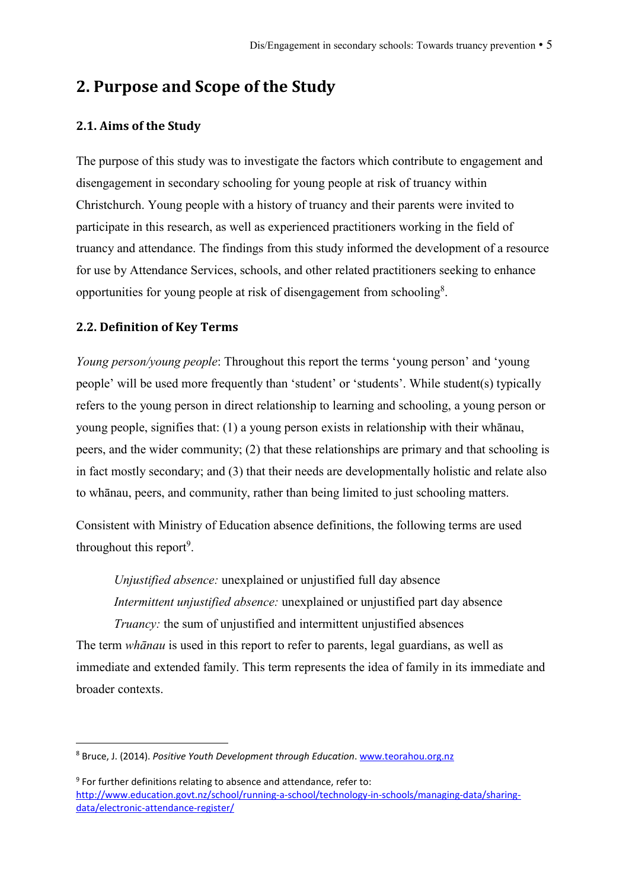# 2. Purpose and Scope of the Study

## 2.1. Aims of the Study

The purpose of this study was to investigate the factors which contribute to engagement and disengagement in secondary schooling for young people at risk of truancy within Christchurch. Young people with a history of truancy and their parents were invited to participate in this research, as well as experienced practitioners working in the field of truancy and attendance. The findings from this study informed the development of a resource for use by Attendance Services, schools, and other related practitioners seeking to enhance opportunities for young people at risk of disengagement from schooling[8].

## 2.2. Definition of Key Terms

*Young person/young people*: Throughout this report the terms 'young person' and 'young people' will be used more frequently than 'student' or 'students'. While student(s) typically refers to the young person in direct relationship to learning and schooling, a young person or young people, signifies that: (1) a young person exists in relationship with their whānau, peers, and the wider community; (2) that these relationships are primary and that schooling is in fact mostly secondary; and (3) that their needs are developmentally holistic and relate also to whānau, peers, and community, rather than being limited to just schooling matters.

Consistent with Ministry of Education absence definitions, the following terms are used throughout this report[9].

> *Unjustified absence:* unexplained or unjustified full day absence
> *Intermittent unjustified absence:* unexplained or unjustified part day absence
> *Truancy:* the sum of unjustified and intermittent unjustified absences

The term *whānau* is used in this report to refer to parents, legal guardians, as well as immediate and extended family. This term represents the idea of family in its immediate and broader contexts.

---

[8] Bruce, J. (2014). *Positive Youth Development through Education*. www.teorahou.org.nz

[9] For further definitions relating to absence and attendance, refer to: http://www.education.govt.nz/school/running-a-school/technology-in-schools/managing-data/sharing-data/electronic-attendance-register/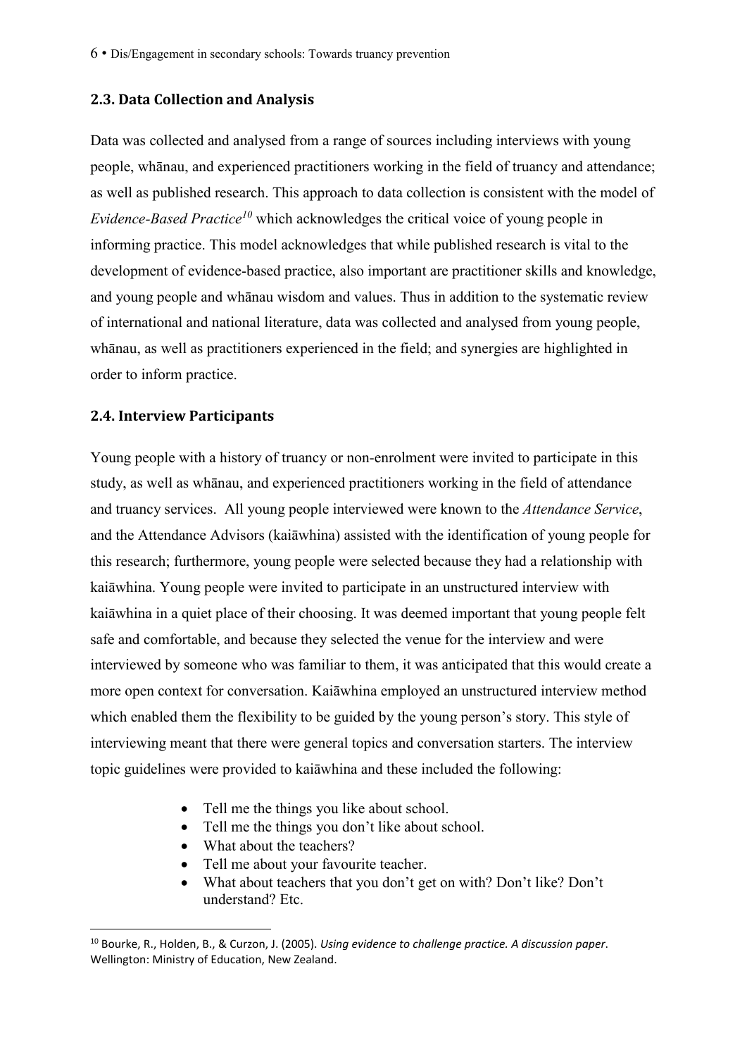## 2.3. Data Collection and Analysis

Data was collected and analysed from a range of sources including interviews with young people, whānau, and experienced practitioners working in the field of truancy and attendance; as well as published research. This approach to data collection is consistent with the model of *Evidence-Based Practice*[10] which acknowledges the critical voice of young people in informing practice. This model acknowledges that while published research is vital to the development of evidence-based practice, also important are practitioner skills and knowledge, and young people and whānau wisdom and values. Thus in addition to the systematic review of international and national literature, data was collected and analysed from young people, whānau, as well as practitioners experienced in the field; and synergies are highlighted in order to inform practice.

## 2.4. Interview Participants

Young people with a history of truancy or non-enrolment were invited to participate in this study, as well as whānau, and experienced practitioners working in the field of attendance and truancy services. All young people interviewed were known to the *Attendance Service*, and the Attendance Advisors (kaiāwhina) assisted with the identification of young people for this research; furthermore, young people were selected because they had a relationship with kaiāwhina. Young people were invited to participate in an unstructured interview with kaiāwhina in a quiet place of their choosing. It was deemed important that young people felt safe and comfortable, and because they selected the venue for the interview and were interviewed by someone who was familiar to them, it was anticipated that this would create a more open context for conversation. Kaiāwhina employed an unstructured interview method which enabled them the flexibility to be guided by the young person's story. This style of interviewing meant that there were general topics and conversation starters. The interview topic guidelines were provided to kaiāwhina and these included the following:

- Tell me the things you like about school.
- Tell me the things you don't like about school.
- What about the teachers?
- Tell me about your favourite teacher.
- What about teachers that you don't get on with? Don't like? Don't understand? Etc.

[10] Bourke, R., Holden, B., & Curzon, J. (2005). *Using evidence to challenge practice. A discussion paper*. Wellington: Ministry of Education, New Zealand.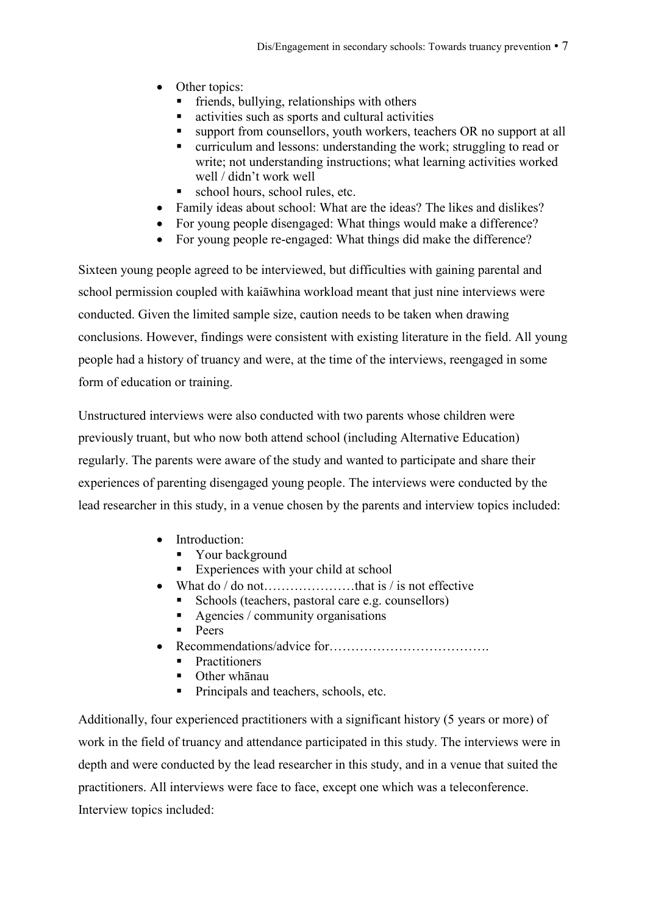- Other topics:
  - friends, bullying, relationships with others
  - activities such as sports and cultural activities
  - support from counsellors, youth workers, teachers OR no support at all
  - curriculum and lessons: understanding the work; struggling to read or write; not understanding instructions; what learning activities worked well / didn't work well
  - school hours, school rules, etc.
- Family ideas about school: What are the ideas? The likes and dislikes?
- For young people disengaged: What things would make a difference?
- For young people re-engaged: What things did make the difference?

Sixteen young people agreed to be interviewed, but difficulties with gaining parental and school permission coupled with kaiāwhina workload meant that just nine interviews were conducted. Given the limited sample size, caution needs to be taken when drawing conclusions. However, findings were consistent with existing literature in the field. All young people had a history of truancy and were, at the time of the interviews, reengaged in some form of education or training.

Unstructured interviews were also conducted with two parents whose children were previously truant, but who now both attend school (including Alternative Education) regularly. The parents were aware of the study and wanted to participate and share their experiences of parenting disengaged young people. The interviews were conducted by the lead researcher in this study, in a venue chosen by the parents and interview topics included:

- Introduction:
  - Your background
  - Experiences with your child at school
- What do / do not…………………that is / is not effective
  - Schools (teachers, pastoral care e.g. counsellors)
  - Agencies / community organisations
  - Peers
- Recommendations/advice for……………………………….
  - Practitioners
  - Other whānau
  - Principals and teachers, schools, etc.

Additionally, four experienced practitioners with a significant history (5 years or more) of work in the field of truancy and attendance participated in this study. The interviews were in depth and were conducted by the lead researcher in this study, and in a venue that suited the practitioners. All interviews were face to face, except one which was a teleconference. Interview topics included: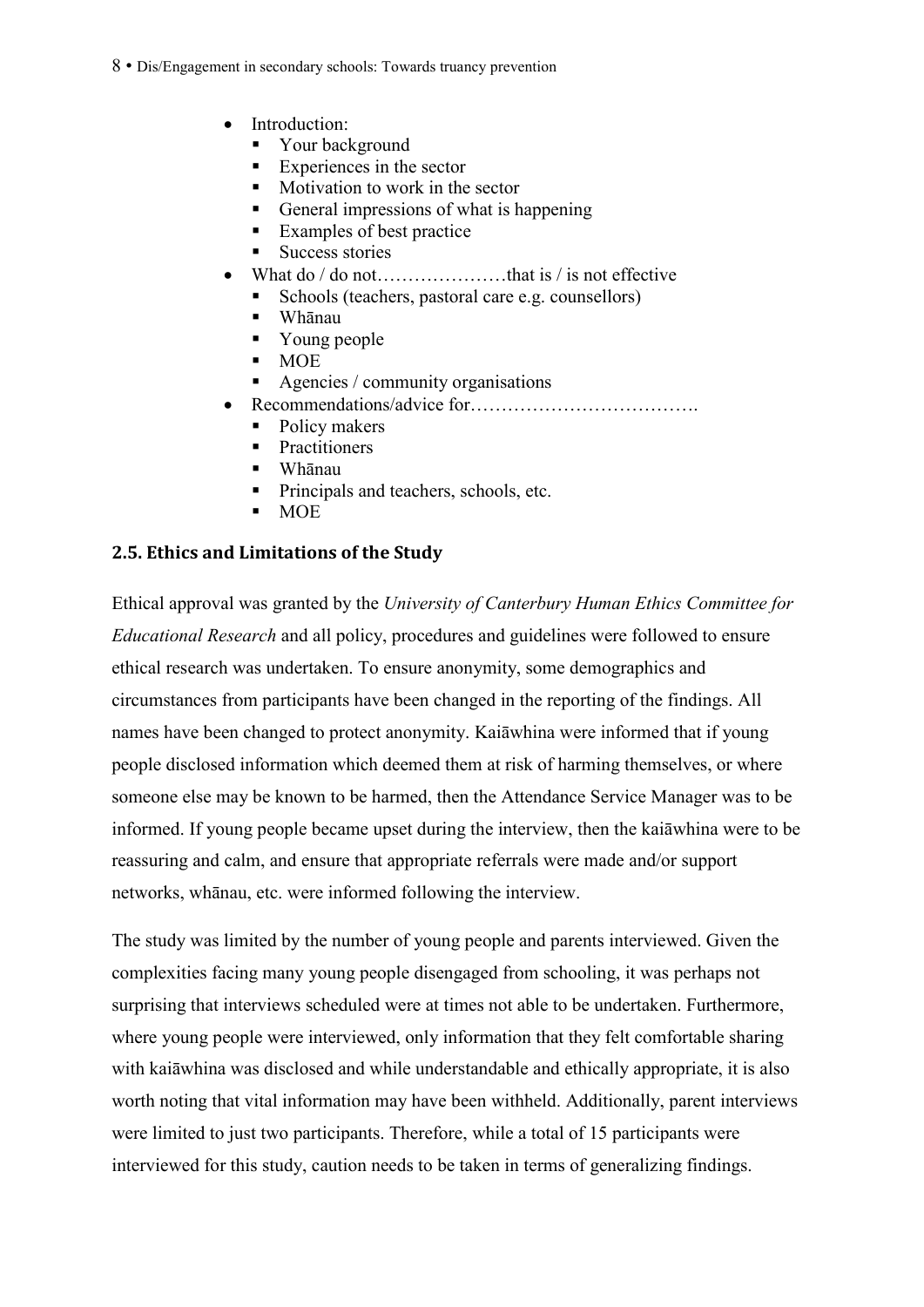- Introduction:
  - Your background
  - Experiences in the sector
  - Motivation to work in the sector
  - General impressions of what is happening
  - Examples of best practice
  - Success stories
- What do / do not…………………that is / is not effective
  - Schools (teachers, pastoral care e.g. counsellors)
  - Whānau
  - Young people
  - MOE
  - Agencies / community organisations
- Recommendations/advice for……………………………….
  - Policy makers
  - Practitioners
  - Whānau
  - Principals and teachers, schools, etc.
  - MOE

## 2.5. Ethics and Limitations of the Study

Ethical approval was granted by the *University of Canterbury Human Ethics Committee for Educational Research* and all policy, procedures and guidelines were followed to ensure ethical research was undertaken. To ensure anonymity, some demographics and circumstances from participants have been changed in the reporting of the findings. All names have been changed to protect anonymity. Kaiāwhina were informed that if young people disclosed information which deemed them at risk of harming themselves, or where someone else may be known to be harmed, then the Attendance Service Manager was to be informed. If young people became upset during the interview, then the kaiāwhina were to be reassuring and calm, and ensure that appropriate referrals were made and/or support networks, whānau, etc. were informed following the interview.

The study was limited by the number of young people and parents interviewed. Given the complexities facing many young people disengaged from schooling, it was perhaps not surprising that interviews scheduled were at times not able to be undertaken. Furthermore, where young people were interviewed, only information that they felt comfortable sharing with kaiāwhina was disclosed and while understandable and ethically appropriate, it is also worth noting that vital information may have been withheld. Additionally, parent interviews were limited to just two participants. Therefore, while a total of 15 participants were interviewed for this study, caution needs to be taken in terms of generalizing findings.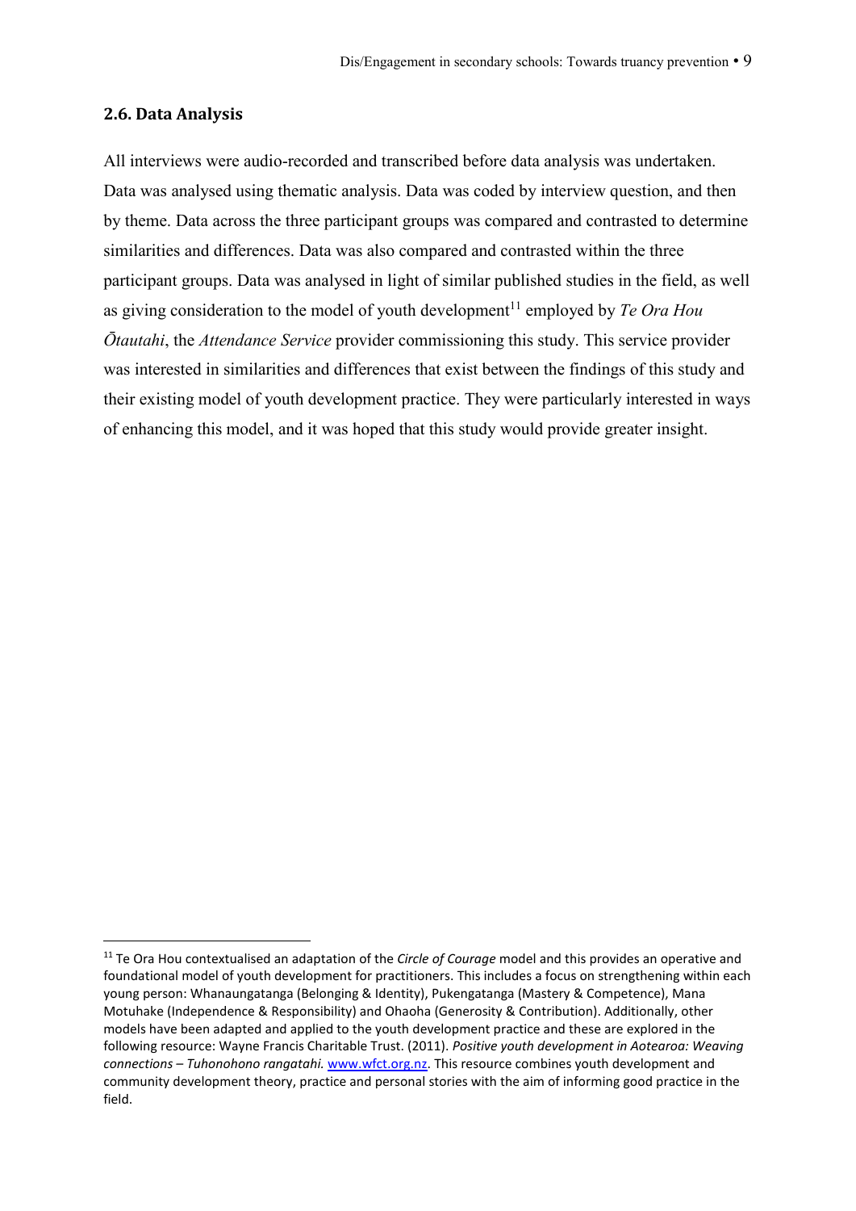## 2.6. Data Analysis

All interviews were audio-recorded and transcribed before data analysis was undertaken. Data was analysed using thematic analysis. Data was coded by interview question, and then by theme. Data across the three participant groups was compared and contrasted to determine similarities and differences. Data was also compared and contrasted within the three participant groups. Data was analysed in light of similar published studies in the field, as well as giving consideration to the model of youth development[11] employed by *Te Ora Hou Ōtautahi*, the *Attendance Service* provider commissioning this study. This service provider was interested in similarities and differences that exist between the findings of this study and their existing model of youth development practice. They were particularly interested in ways of enhancing this model, and it was hoped that this study would provide greater insight.

---

[11] Te Ora Hou contextualised an adaptation of the *Circle of Courage* model and this provides an operative and foundational model of youth development for practitioners. This includes a focus on strengthening within each young person: Whanaungatanga (Belonging & Identity), Pukengatanga (Mastery & Competence), Mana Motuhake (Independence & Responsibility) and Ohaoha (Generosity & Contribution). Additionally, other models have been adapted and applied to the youth development practice and these are explored in the following resource: Wayne Francis Charitable Trust. (2011). *Positive youth development in Aotearoa: Weaving connections – Tuhonohono rangatahi.* www.wfct.org.nz. This resource combines youth development and community development theory, practice and personal stories with the aim of informing good practice in the field.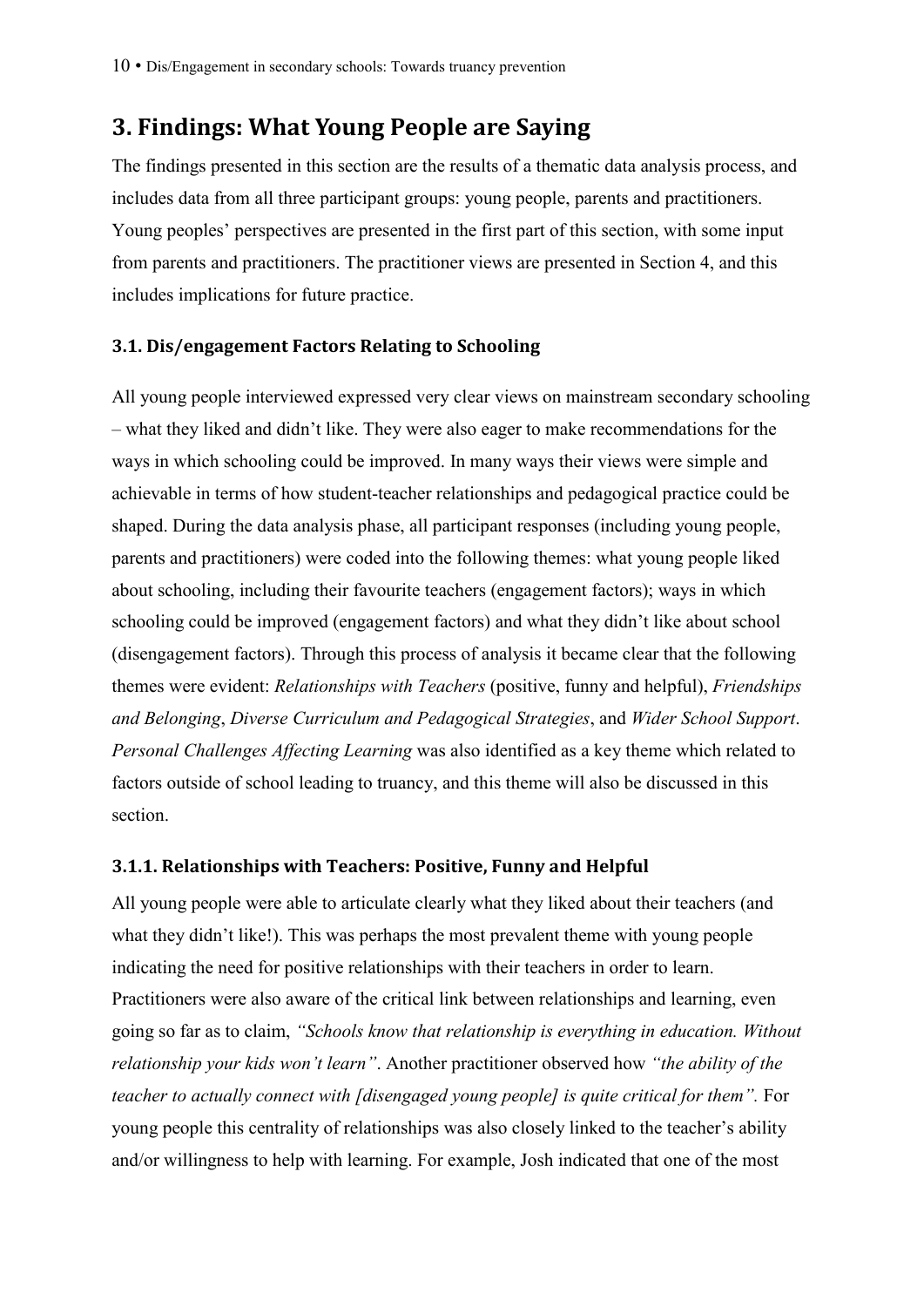## 3. Findings: What Young People are Saying

The findings presented in this section are the results of a thematic data analysis process, and includes data from all three participant groups: young people, parents and practitioners. Young peoples' perspectives are presented in the first part of this section, with some input from parents and practitioners. The practitioner views are presented in Section 4, and this includes implications for future practice.

### 3.1. Dis/engagement Factors Relating to Schooling

All young people interviewed expressed very clear views on mainstream secondary schooling – what they liked and didn't like. They were also eager to make recommendations for the ways in which schooling could be improved. In many ways their views were simple and achievable in terms of how student-teacher relationships and pedagogical practice could be shaped. During the data analysis phase, all participant responses (including young people, parents and practitioners) were coded into the following themes: what young people liked about schooling, including their favourite teachers (engagement factors); ways in which schooling could be improved (engagement factors) and what they didn't like about school (disengagement factors). Through this process of analysis it became clear that the following themes were evident: *Relationships with Teachers* (positive, funny and helpful), *Friendships and Belonging*, *Diverse Curriculum and Pedagogical Strategies*, and *Wider School Support*. *Personal Challenges Affecting Learning* was also identified as a key theme which related to factors outside of school leading to truancy, and this theme will also be discussed in this section.

#### 3.1.1. Relationships with Teachers: Positive, Funny and Helpful

All young people were able to articulate clearly what they liked about their teachers (and what they didn't like!). This was perhaps the most prevalent theme with young people indicating the need for positive relationships with their teachers in order to learn. Practitioners were also aware of the critical link between relationships and learning, even going so far as to claim, *"Schools know that relationship is everything in education. Without relationship your kids won't learn"*. Another practitioner observed how *"the ability of the teacher to actually connect with [disengaged young people] is quite critical for them".* For young people this centrality of relationships was also closely linked to the teacher's ability and/or willingness to help with learning. For example, Josh indicated that one of the most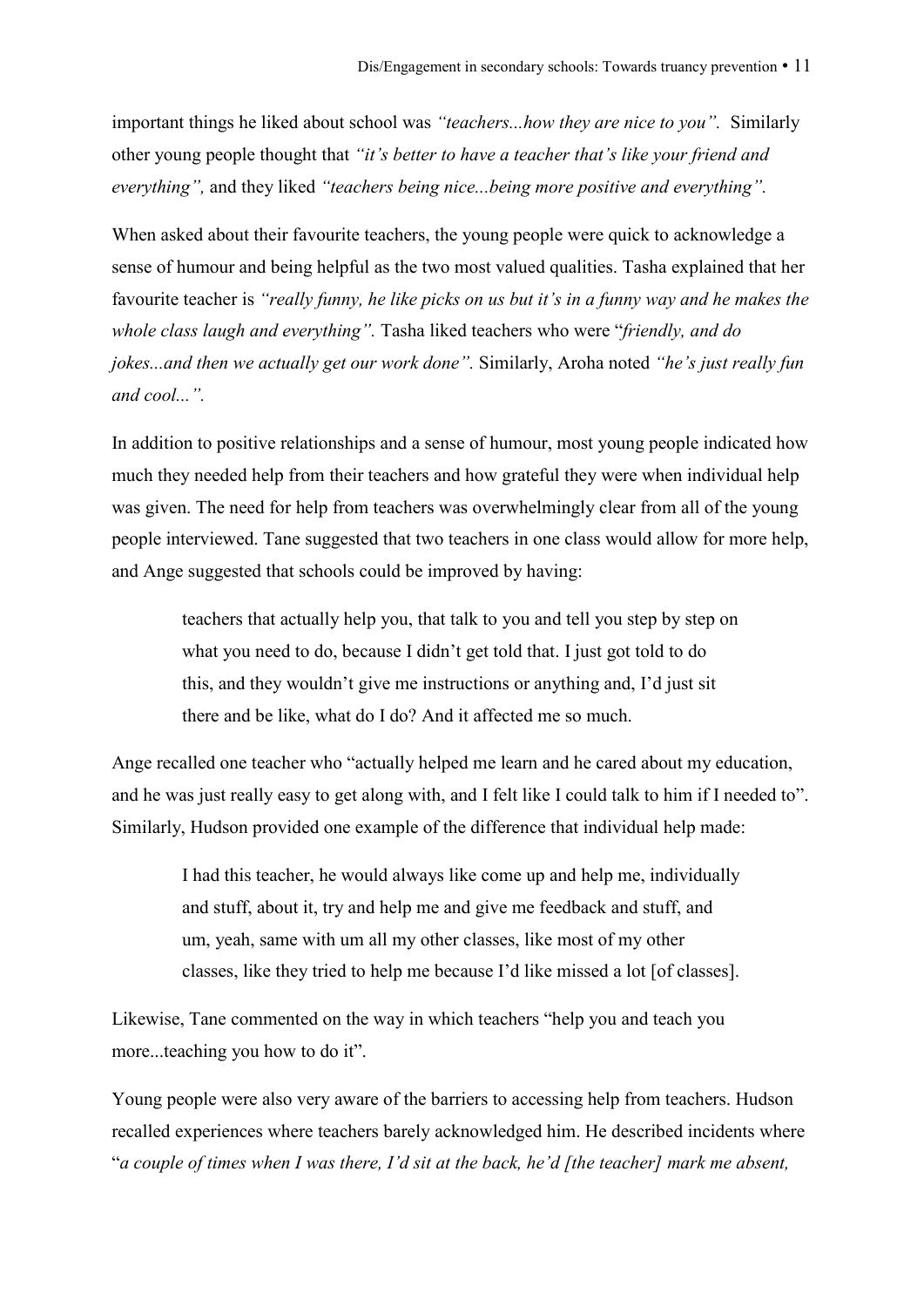important things he liked about school was *"teachers...how they are nice to you".* Similarly other young people thought that *"it's better to have a teacher that's like your friend and everything",* and they liked *"teachers being nice...being more positive and everything".*

When asked about their favourite teachers, the young people were quick to acknowledge a sense of humour and being helpful as the two most valued qualities. Tasha explained that her favourite teacher is *"really funny, he like picks on us but it's in a funny way and he makes the whole class laugh and everything".* Tasha liked teachers who were "*friendly, and do jokes...and then we actually get our work done".* Similarly, Aroha noted *"he's just really fun and cool...".*

In addition to positive relationships and a sense of humour, most young people indicated how much they needed help from their teachers and how grateful they were when individual help was given. The need for help from teachers was overwhelmingly clear from all of the young people interviewed. Tane suggested that two teachers in one class would allow for more help, and Ange suggested that schools could be improved by having:

> teachers that actually help you, that talk to you and tell you step by step on what you need to do, because I didn't get told that. I just got told to do this, and they wouldn't give me instructions or anything and, I'd just sit there and be like, what do I do? And it affected me so much.

Ange recalled one teacher who "actually helped me learn and he cared about my education, and he was just really easy to get along with, and I felt like I could talk to him if I needed to". Similarly, Hudson provided one example of the difference that individual help made:

> I had this teacher, he would always like come up and help me, individually and stuff, about it, try and help me and give me feedback and stuff, and um, yeah, same with um all my other classes, like most of my other classes, like they tried to help me because I'd like missed a lot [of classes].

Likewise, Tane commented on the way in which teachers "help you and teach you more...teaching you how to do it".

Young people were also very aware of the barriers to accessing help from teachers. Hudson recalled experiences where teachers barely acknowledged him. He described incidents where "*a couple of times when I was there, I'd sit at the back, he'd [the teacher] mark me absent,*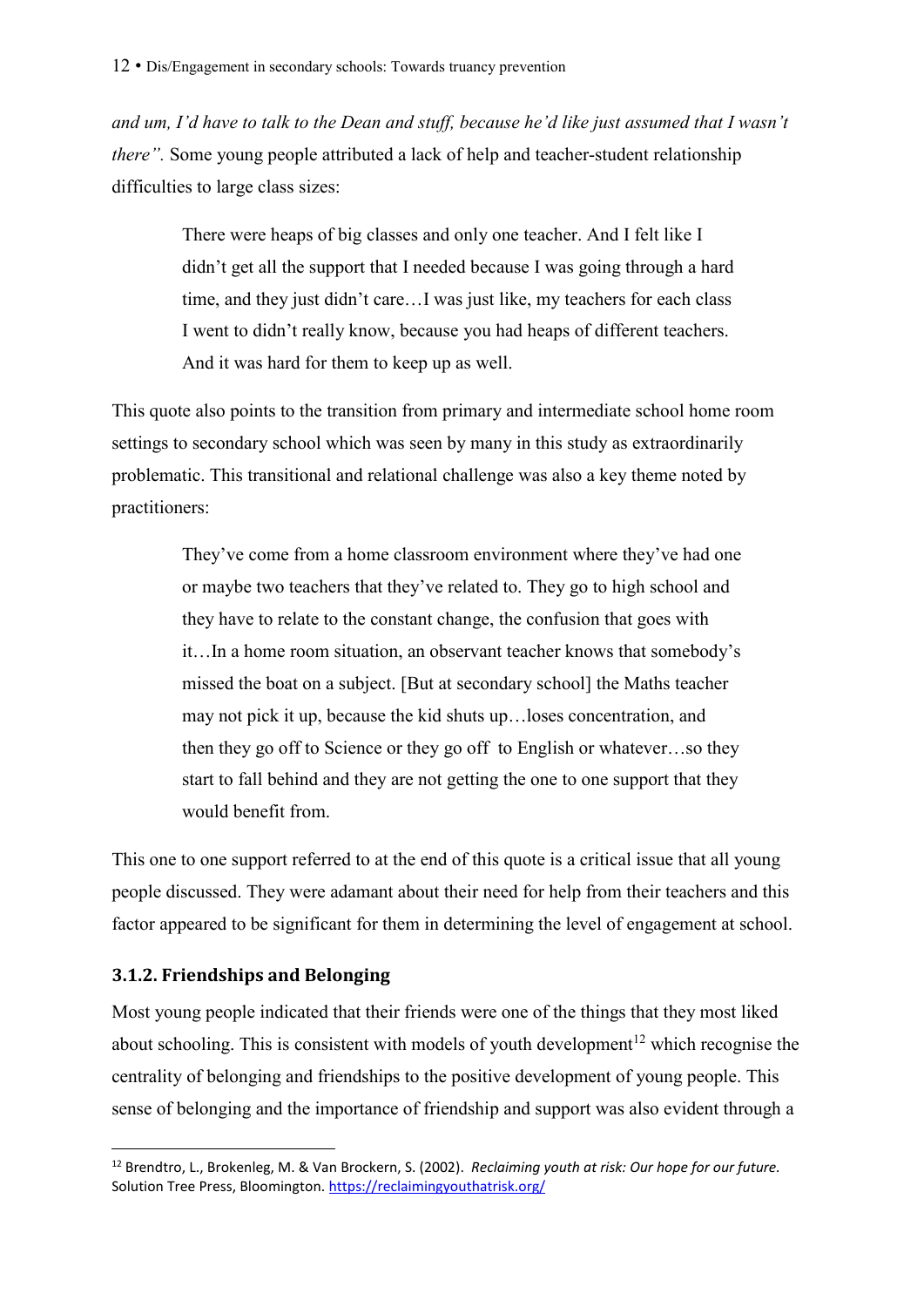*and um, I'd have to talk to the Dean and stuff, because he'd like just assumed that I wasn't there".* Some young people attributed a lack of help and teacher-student relationship difficulties to large class sizes:

> There were heaps of big classes and only one teacher. And I felt like I didn't get all the support that I needed because I was going through a hard time, and they just didn't care…I was just like, my teachers for each class I went to didn't really know, because you had heaps of different teachers. And it was hard for them to keep up as well.

This quote also points to the transition from primary and intermediate school home room settings to secondary school which was seen by many in this study as extraordinarily problematic. This transitional and relational challenge was also a key theme noted by practitioners:

> They've come from a home classroom environment where they've had one or maybe two teachers that they've related to. They go to high school and they have to relate to the constant change, the confusion that goes with it…In a home room situation, an observant teacher knows that somebody's missed the boat on a subject. [But at secondary school] the Maths teacher may not pick it up, because the kid shuts up…loses concentration, and then they go off to Science or they go off to English or whatever…so they start to fall behind and they are not getting the one to one support that they would benefit from.

This one to one support referred to at the end of this quote is a critical issue that all young people discussed. They were adamant about their need for help from their teachers and this factor appeared to be significant for them in determining the level of engagement at school.

### 3.1.2. Friendships and Belonging

Most young people indicated that their friends were one of the things that they most liked about schooling. This is consistent with models of youth development[12] which recognise the centrality of belonging and friendships to the positive development of young people. This sense of belonging and the importance of friendship and support was also evident through a

[12] Brendtro, L., Brokenleg, M. & Van Brockern, S. (2002). *Reclaiming youth at risk: Our hope for our future.* Solution Tree Press, Bloomington. https://reclaimingyouthatrisk.org/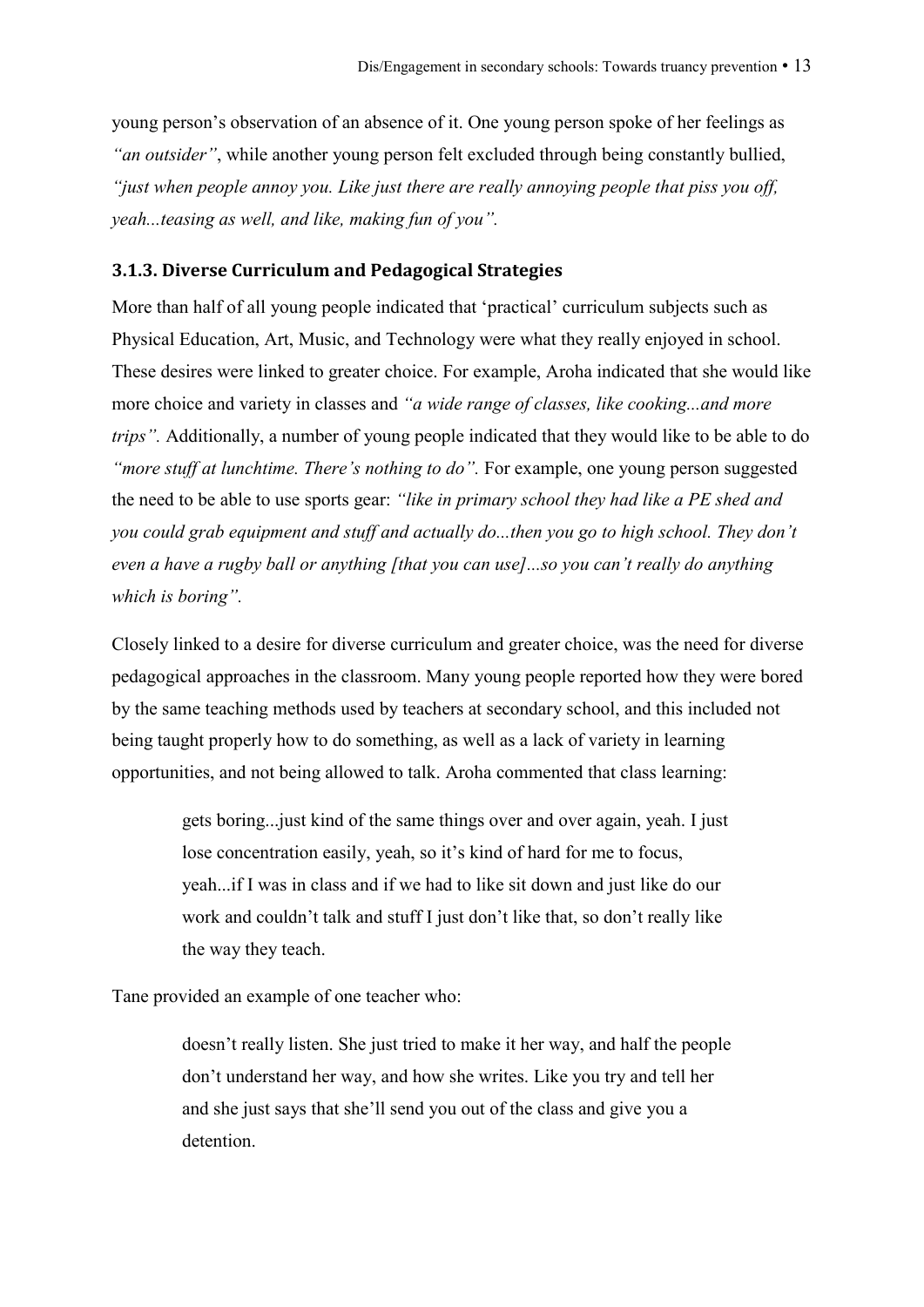young person's observation of an absence of it. One young person spoke of her feelings as *"an outsider"*, while another young person felt excluded through being constantly bullied, *"just when people annoy you. Like just there are really annoying people that piss you off, yeah...teasing as well, and like, making fun of you".*

### 3.1.3. Diverse Curriculum and Pedagogical Strategies

More than half of all young people indicated that 'practical' curriculum subjects such as Physical Education, Art, Music, and Technology were what they really enjoyed in school. These desires were linked to greater choice. For example, Aroha indicated that she would like more choice and variety in classes and *"a wide range of classes, like cooking...and more trips".* Additionally, a number of young people indicated that they would like to be able to do *"more stuff at lunchtime. There's nothing to do".* For example, one young person suggested the need to be able to use sports gear: *"like in primary school they had like a PE shed and you could grab equipment and stuff and actually do...then you go to high school. They don't even a have a rugby ball or anything [that you can use]...so you can't really do anything which is boring".*

Closely linked to a desire for diverse curriculum and greater choice, was the need for diverse pedagogical approaches in the classroom. Many young people reported how they were bored by the same teaching methods used by teachers at secondary school, and this included not being taught properly how to do something, as well as a lack of variety in learning opportunities, and not being allowed to talk. Aroha commented that class learning:

> gets boring...just kind of the same things over and over again, yeah. I just lose concentration easily, yeah, so it's kind of hard for me to focus, yeah...if I was in class and if we had to like sit down and just like do our work and couldn't talk and stuff I just don't like that, so don't really like the way they teach.

Tane provided an example of one teacher who:

> doesn't really listen. She just tried to make it her way, and half the people don't understand her way, and how she writes. Like you try and tell her and she just says that she'll send you out of the class and give you a detention.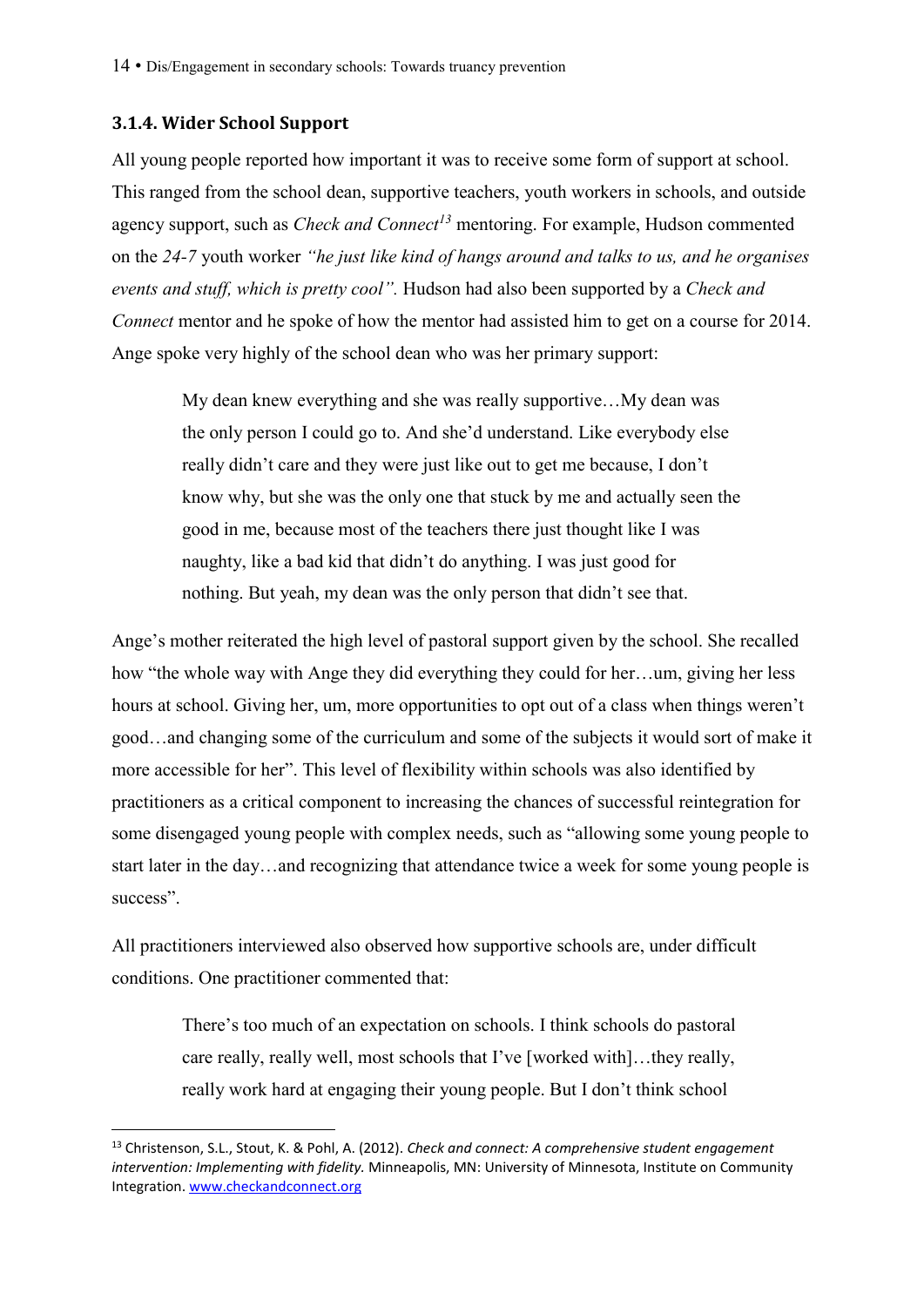### 3.1.4. Wider School Support

All young people reported how important it was to receive some form of support at school. This ranged from the school dean, supportive teachers, youth workers in schools, and outside agency support, such as *Check and Connect*[13] mentoring. For example, Hudson commented on the *24-7* youth worker *"he just like kind of hangs around and talks to us, and he organises events and stuff, which is pretty cool".* Hudson had also been supported by a *Check and Connect* mentor and he spoke of how the mentor had assisted him to get on a course for 2014. Ange spoke very highly of the school dean who was her primary support:

> My dean knew everything and she was really supportive…My dean was the only person I could go to. And she'd understand. Like everybody else really didn't care and they were just like out to get me because, I don't know why, but she was the only one that stuck by me and actually seen the good in me, because most of the teachers there just thought like I was naughty, like a bad kid that didn't do anything. I was just good for nothing. But yeah, my dean was the only person that didn't see that.

Ange's mother reiterated the high level of pastoral support given by the school. She recalled how "the whole way with Ange they did everything they could for her…um, giving her less hours at school. Giving her, um, more opportunities to opt out of a class when things weren't good…and changing some of the curriculum and some of the subjects it would sort of make it more accessible for her". This level of flexibility within schools was also identified by practitioners as a critical component to increasing the chances of successful reintegration for some disengaged young people with complex needs, such as "allowing some young people to start later in the day…and recognizing that attendance twice a week for some young people is success".

All practitioners interviewed also observed how supportive schools are, under difficult conditions. One practitioner commented that:

> There's too much of an expectation on schools. I think schools do pastoral care really, really well, most schools that I've [worked with]…they really, really work hard at engaging their young people. But I don't think school

---

[13] Christenson, S.L., Stout, K. & Pohl, A. (2012). *Check and connect: A comprehensive student engagement intervention: Implementing with fidelity.* Minneapolis, MN: University of Minnesota, Institute on Community Integration. www.checkandconnect.org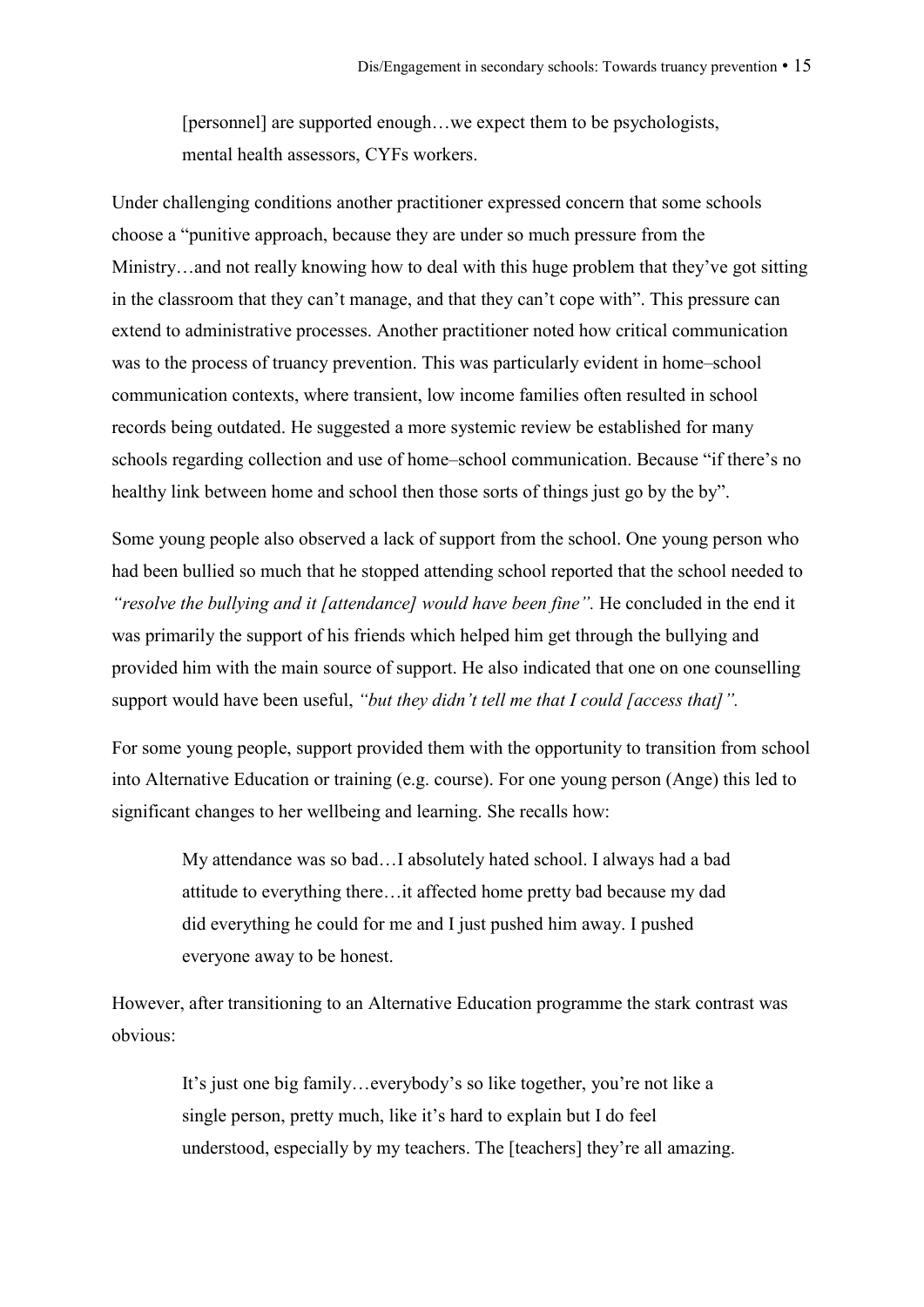> [personnel] are supported enough…we expect them to be psychologists, mental health assessors, CYFs workers.

Under challenging conditions another practitioner expressed concern that some schools choose a "punitive approach, because they are under so much pressure from the Ministry…and not really knowing how to deal with this huge problem that they've got sitting in the classroom that they can't manage, and that they can't cope with". This pressure can extend to administrative processes. Another practitioner noted how critical communication was to the process of truancy prevention. This was particularly evident in home–school communication contexts, where transient, low income families often resulted in school records being outdated. He suggested a more systemic review be established for many schools regarding collection and use of home–school communication. Because "if there's no healthy link between home and school then those sorts of things just go by the by".

Some young people also observed a lack of support from the school. One young person who had been bullied so much that he stopped attending school reported that the school needed to *"resolve the bullying and it [attendance] would have been fine".* He concluded in the end it was primarily the support of his friends which helped him get through the bullying and provided him with the main source of support. He also indicated that one on one counselling support would have been useful, *"but they didn't tell me that I could [access that]".*

For some young people, support provided them with the opportunity to transition from school into Alternative Education or training (e.g. course). For one young person (Ange) this led to significant changes to her wellbeing and learning. She recalls how:

> My attendance was so bad…I absolutely hated school. I always had a bad attitude to everything there…it affected home pretty bad because my dad did everything he could for me and I just pushed him away. I pushed everyone away to be honest.

However, after transitioning to an Alternative Education programme the stark contrast was obvious:

> It's just one big family…everybody's so like together, you're not like a single person, pretty much, like it's hard to explain but I do feel understood, especially by my teachers. The [teachers] they're all amazing.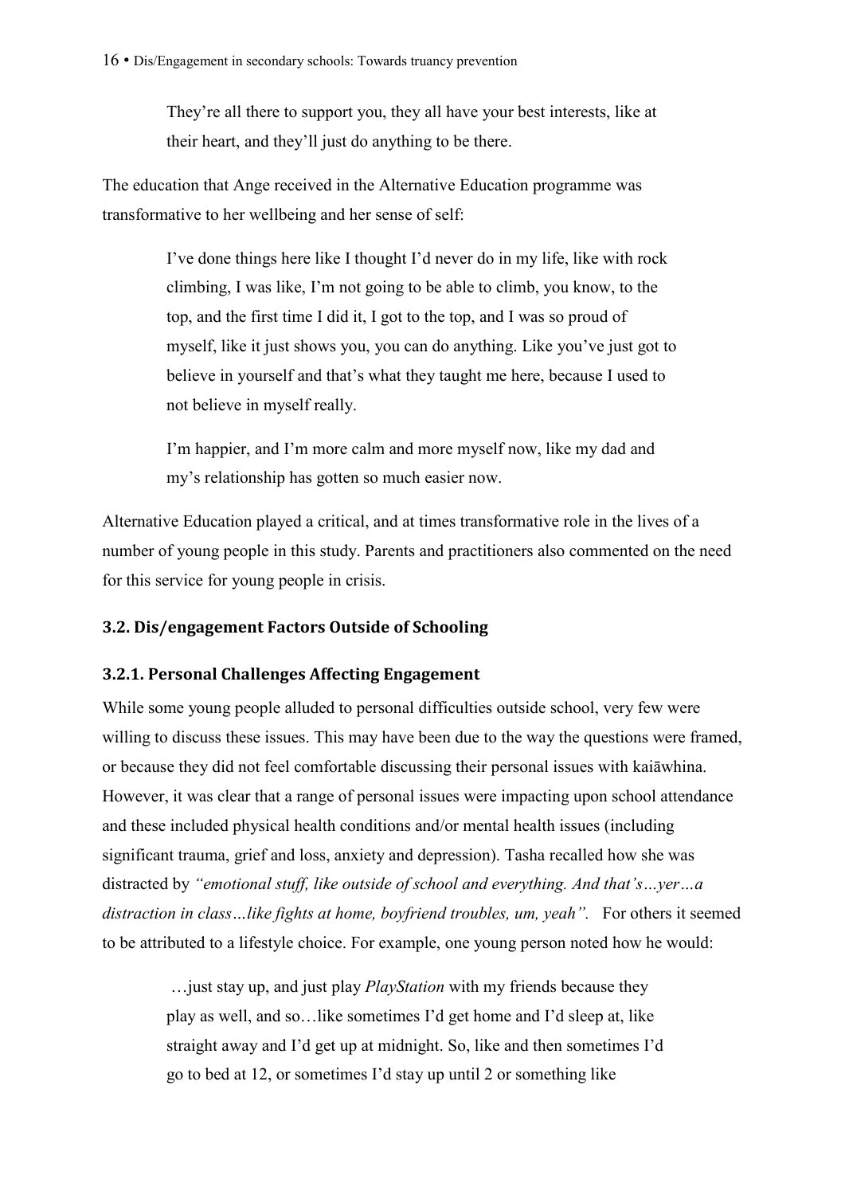> They're all there to support you, they all have your best interests, like at their heart, and they'll just do anything to be there.

The education that Ange received in the Alternative Education programme was transformative to her wellbeing and her sense of self:

> I've done things here like I thought I'd never do in my life, like with rock climbing, I was like, I'm not going to be able to climb, you know, to the top, and the first time I did it, I got to the top, and I was so proud of myself, like it just shows you, you can do anything. Like you've just got to believe in yourself and that's what they taught me here, because I used to not believe in myself really.
>
> I'm happier, and I'm more calm and more myself now, like my dad and my's relationship has gotten so much easier now.

Alternative Education played a critical, and at times transformative role in the lives of a number of young people in this study. Parents and practitioners also commented on the need for this service for young people in crisis.

## 3.2. Dis/engagement Factors Outside of Schooling

### 3.2.1. Personal Challenges Affecting Engagement

While some young people alluded to personal difficulties outside school, very few were willing to discuss these issues. This may have been due to the way the questions were framed, or because they did not feel comfortable discussing their personal issues with kaiāwhina. However, it was clear that a range of personal issues were impacting upon school attendance and these included physical health conditions and/or mental health issues (including significant trauma, grief and loss, anxiety and depression). Tasha recalled how she was distracted by *"emotional stuff, like outside of school and everything. And that's…yer…a distraction in class…like fights at home, boyfriend troubles, um, yeah".* For others it seemed to be attributed to a lifestyle choice. For example, one young person noted how he would:

> …just stay up, and just play *PlayStation* with my friends because they play as well, and so…like sometimes I'd get home and I'd sleep at, like straight away and I'd get up at midnight. So, like and then sometimes I'd go to bed at 12, or sometimes I'd stay up until 2 or something like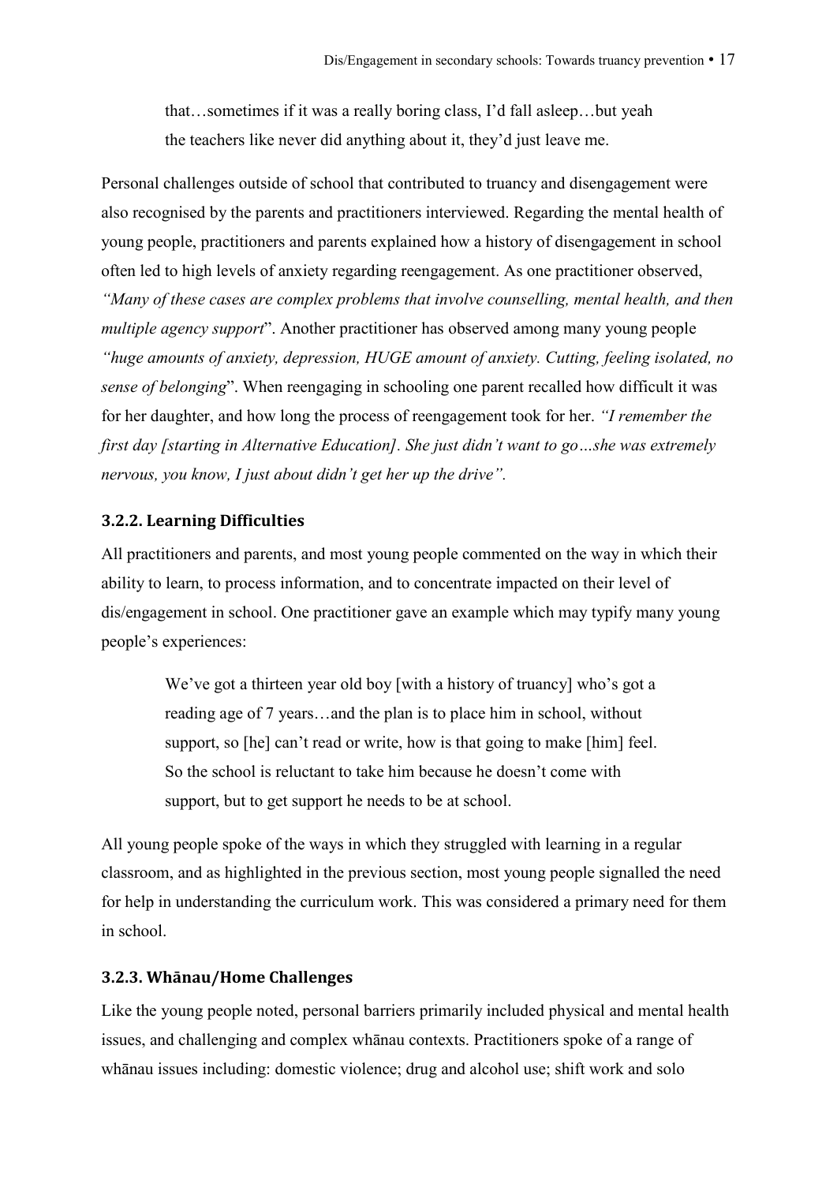> that…sometimes if it was a really boring class, I'd fall asleep…but yeah the teachers like never did anything about it, they'd just leave me.

Personal challenges outside of school that contributed to truancy and disengagement were also recognised by the parents and practitioners interviewed. Regarding the mental health of young people, practitioners and parents explained how a history of disengagement in school often led to high levels of anxiety regarding reengagement. As one practitioner observed, *"Many of these cases are complex problems that involve counselling, mental health, and then multiple agency support*". Another practitioner has observed among many young people *"huge amounts of anxiety, depression, HUGE amount of anxiety. Cutting, feeling isolated, no sense of belonging*". When reengaging in schooling one parent recalled how difficult it was for her daughter, and how long the process of reengagement took for her. *"I remember the first day [starting in Alternative Education]. She just didn't want to go…she was extremely nervous, you know, I just about didn't get her up the drive".*

### 3.2.2. Learning Difficulties

All practitioners and parents, and most young people commented on the way in which their ability to learn, to process information, and to concentrate impacted on their level of dis/engagement in school. One practitioner gave an example which may typify many young people's experiences:

> We've got a thirteen year old boy [with a history of truancy] who's got a reading age of 7 years…and the plan is to place him in school, without support, so [he] can't read or write, how is that going to make [him] feel. So the school is reluctant to take him because he doesn't come with support, but to get support he needs to be at school.

All young people spoke of the ways in which they struggled with learning in a regular classroom, and as highlighted in the previous section, most young people signalled the need for help in understanding the curriculum work. This was considered a primary need for them in school.

### 3.2.3. Whānau/Home Challenges

Like the young people noted, personal barriers primarily included physical and mental health issues, and challenging and complex whānau contexts. Practitioners spoke of a range of whānau issues including: domestic violence; drug and alcohol use; shift work and solo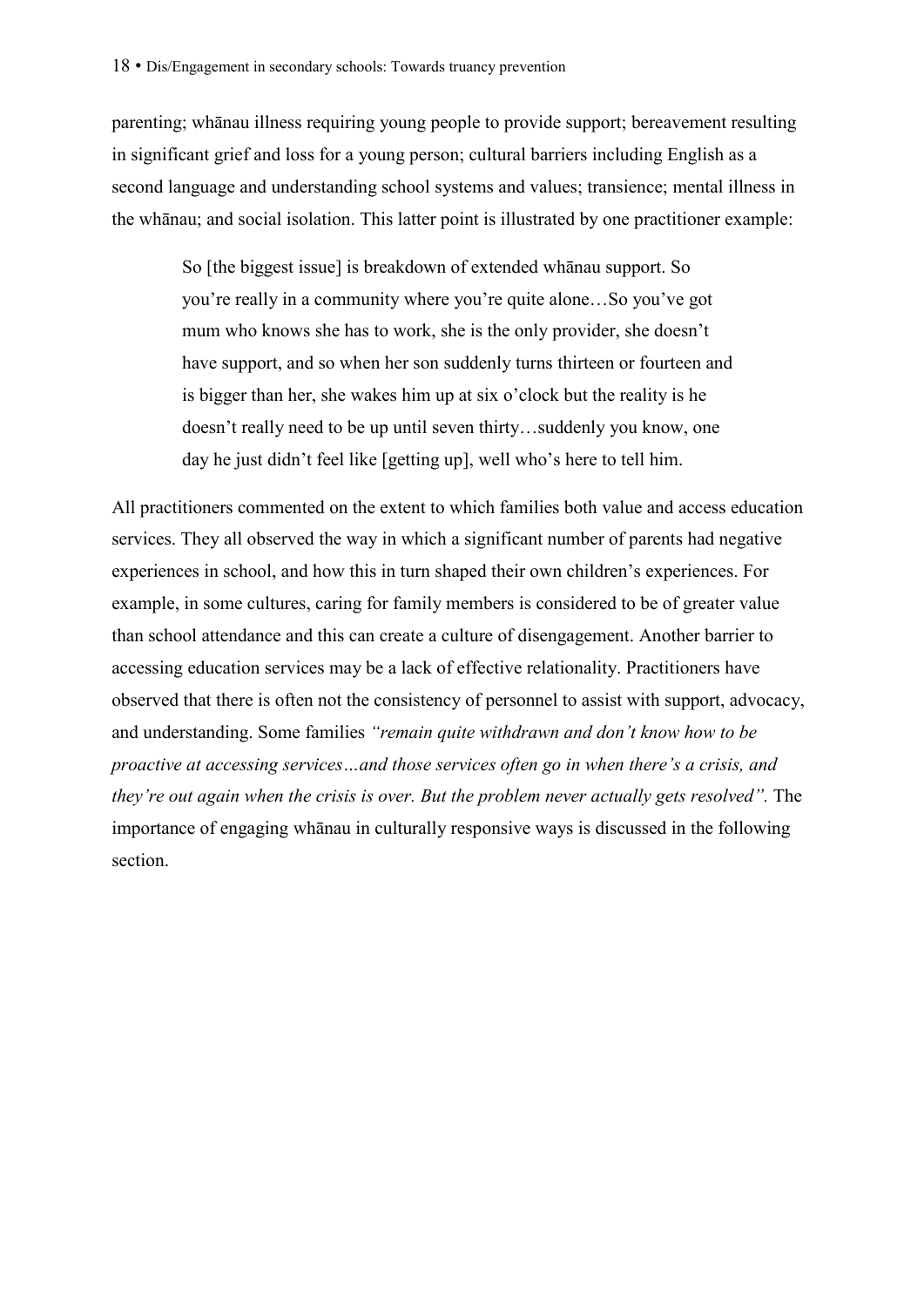parenting; whānau illness requiring young people to provide support; bereavement resulting in significant grief and loss for a young person; cultural barriers including English as a second language and understanding school systems and values; transience; mental illness in the whānau; and social isolation. This latter point is illustrated by one practitioner example:

> So [the biggest issue] is breakdown of extended whānau support. So you're really in a community where you're quite alone…So you've got mum who knows she has to work, she is the only provider, she doesn't have support, and so when her son suddenly turns thirteen or fourteen and is bigger than her, she wakes him up at six o'clock but the reality is he doesn't really need to be up until seven thirty…suddenly you know, one day he just didn't feel like [getting up], well who's here to tell him.

All practitioners commented on the extent to which families both value and access education services. They all observed the way in which a significant number of parents had negative experiences in school, and how this in turn shaped their own children's experiences. For example, in some cultures, caring for family members is considered to be of greater value than school attendance and this can create a culture of disengagement. Another barrier to accessing education services may be a lack of effective relationality. Practitioners have observed that there is often not the consistency of personnel to assist with support, advocacy, and understanding. Some families *"remain quite withdrawn and don't know how to be proactive at accessing services…and those services often go in when there's a crisis, and they're out again when the crisis is over. But the problem never actually gets resolved".* The importance of engaging whānau in culturally responsive ways is discussed in the following section.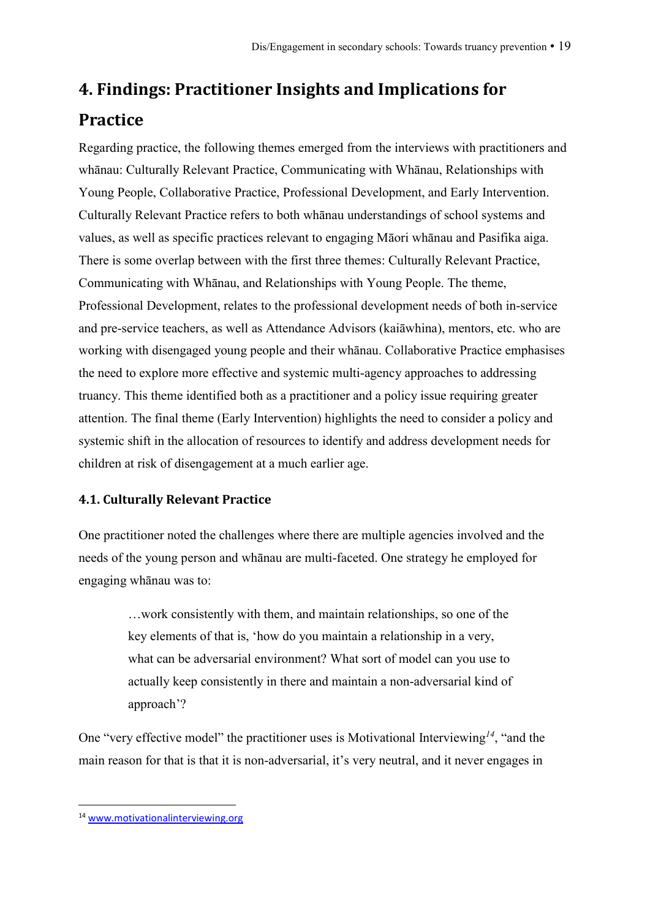# 4. Findings: Practitioner Insights and Implications for Practice

Regarding practice, the following themes emerged from the interviews with practitioners and whānau: Culturally Relevant Practice, Communicating with Whānau, Relationships with Young People, Collaborative Practice, Professional Development, and Early Intervention. Culturally Relevant Practice refers to both whānau understandings of school systems and values, as well as specific practices relevant to engaging Māori whānau and Pasifika aiga. There is some overlap between with the first three themes: Culturally Relevant Practice, Communicating with Whānau, and Relationships with Young People. The theme, Professional Development, relates to the professional development needs of both in-service and pre-service teachers, as well as Attendance Advisors (kaiāwhina), mentors, etc. who are working with disengaged young people and their whānau. Collaborative Practice emphasises the need to explore more effective and systemic multi-agency approaches to addressing truancy. This theme identified both as a practitioner and a policy issue requiring greater attention. The final theme (Early Intervention) highlights the need to consider a policy and systemic shift in the allocation of resources to identify and address development needs for children at risk of disengagement at a much earlier age.

## 4.1. Culturally Relevant Practice

One practitioner noted the challenges where there are multiple agencies involved and the needs of the young person and whānau are multi-faceted. One strategy he employed for engaging whānau was to:

> …work consistently with them, and maintain relationships, so one of the key elements of that is, 'how do you maintain a relationship in a very, what can be adversarial environment? What sort of model can you use to actually keep consistently in there and maintain a non-adversarial kind of approach'?

One "very effective model" the practitioner uses is Motivational Interviewing[14], "and the main reason for that is that it is non-adversarial, it's very neutral, and it never engages in

[14] www.motivationalinterviewing.org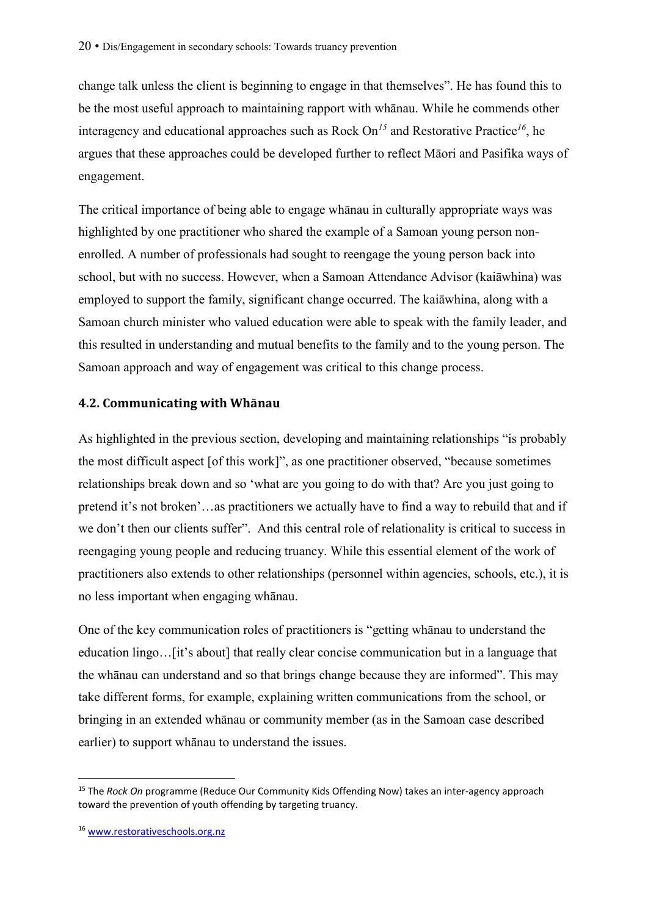change talk unless the client is beginning to engage in that themselves". He has found this to be the most useful approach to maintaining rapport with whānau. While he commends other interagency and educational approaches such as Rock On[15] and Restorative Practice[16], he argues that these approaches could be developed further to reflect Māori and Pasifika ways of engagement.

The critical importance of being able to engage whānau in culturally appropriate ways was highlighted by one practitioner who shared the example of a Samoan young person non-enrolled. A number of professionals had sought to reengage the young person back into school, but with no success. However, when a Samoan Attendance Advisor (kaiāwhina) was employed to support the family, significant change occurred. The kaiāwhina, along with a Samoan church minister who valued education were able to speak with the family leader, and this resulted in understanding and mutual benefits to the family and to the young person. The Samoan approach and way of engagement was critical to this change process.

### 4.2. Communicating with Whānau

As highlighted in the previous section, developing and maintaining relationships "is probably the most difficult aspect [of this work]", as one practitioner observed, "because sometimes relationships break down and so 'what are you going to do with that? Are you just going to pretend it's not broken'…as practitioners we actually have to find a way to rebuild that and if we don't then our clients suffer". And this central role of relationality is critical to success in reengaging young people and reducing truancy. While this essential element of the work of practitioners also extends to other relationships (personnel within agencies, schools, etc.), it is no less important when engaging whānau.

One of the key communication roles of practitioners is "getting whānau to understand the education lingo…[it's about] that really clear concise communication but in a language that the whānau can understand and so that brings change because they are informed". This may take different forms, for example, explaining written communications from the school, or bringing in an extended whānau or community member (as in the Samoan case described earlier) to support whānau to understand the issues.

---

[15] The *Rock On* programme (Reduce Our Community Kids Offending Now) takes an inter-agency approach toward the prevention of youth offending by targeting truancy.

[16] www.restorativeschools.org.nz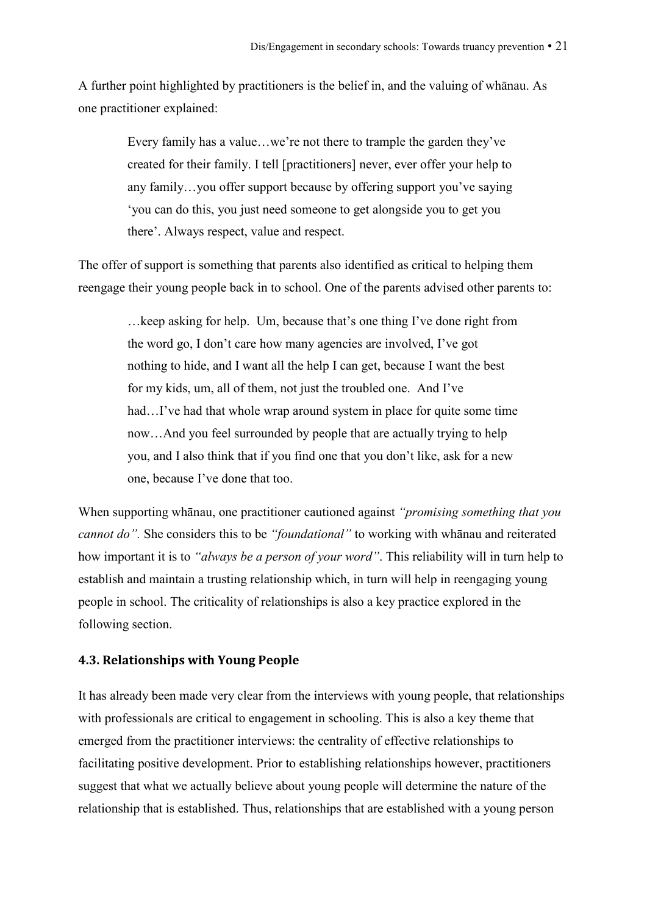A further point highlighted by practitioners is the belief in, and the valuing of whānau. As one practitioner explained:

> Every family has a value…we're not there to trample the garden they've created for their family. I tell [practitioners] never, ever offer your help to any family…you offer support because by offering support you've saying 'you can do this, you just need someone to get alongside you to get you there'. Always respect, value and respect.

The offer of support is something that parents also identified as critical to helping them reengage their young people back in to school. One of the parents advised other parents to:

> …keep asking for help. Um, because that's one thing I've done right from the word go, I don't care how many agencies are involved, I've got nothing to hide, and I want all the help I can get, because I want the best for my kids, um, all of them, not just the troubled one. And I've had…I've had that whole wrap around system in place for quite some time now…And you feel surrounded by people that are actually trying to help you, and I also think that if you find one that you don't like, ask for a new one, because I've done that too.

When supporting whānau, one practitioner cautioned against *"promising something that you cannot do".* She considers this to be *"foundational"* to working with whānau and reiterated how important it is to *"always be a person of your word"*. This reliability will in turn help to establish and maintain a trusting relationship which, in turn will help in reengaging young people in school. The criticality of relationships is also a key practice explored in the following section.

### 4.3. Relationships with Young People

It has already been made very clear from the interviews with young people, that relationships with professionals are critical to engagement in schooling. This is also a key theme that emerged from the practitioner interviews: the centrality of effective relationships to facilitating positive development. Prior to establishing relationships however, practitioners suggest that what we actually believe about young people will determine the nature of the relationship that is established. Thus, relationships that are established with a young person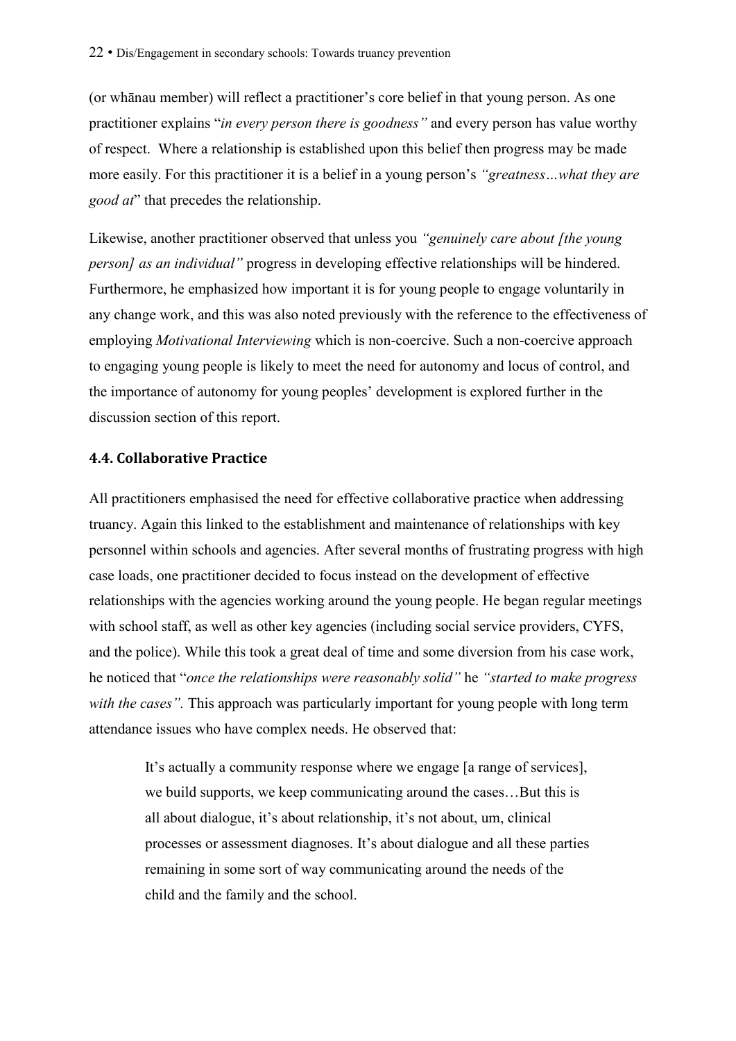(or whānau member) will reflect a practitioner's core belief in that young person. As one practitioner explains "*in every person there is goodness"* and every person has value worthy of respect. Where a relationship is established upon this belief then progress may be made more easily. For this practitioner it is a belief in a young person's *"greatness…what they are good at*" that precedes the relationship.

Likewise, another practitioner observed that unless you *"genuinely care about [the young person] as an individual"* progress in developing effective relationships will be hindered. Furthermore, he emphasized how important it is for young people to engage voluntarily in any change work, and this was also noted previously with the reference to the effectiveness of employing *Motivational Interviewing* which is non-coercive. Such a non-coercive approach to engaging young people is likely to meet the need for autonomy and locus of control, and the importance of autonomy for young peoples' development is explored further in the discussion section of this report.

### 4.4. Collaborative Practice

All practitioners emphasised the need for effective collaborative practice when addressing truancy. Again this linked to the establishment and maintenance of relationships with key personnel within schools and agencies. After several months of frustrating progress with high case loads, one practitioner decided to focus instead on the development of effective relationships with the agencies working around the young people. He began regular meetings with school staff, as well as other key agencies (including social service providers, CYFS, and the police). While this took a great deal of time and some diversion from his case work, he noticed that "*once the relationships were reasonably solid"* he *"started to make progress with the cases".* This approach was particularly important for young people with long term attendance issues who have complex needs. He observed that:

> It's actually a community response where we engage [a range of services], we build supports, we keep communicating around the cases…But this is all about dialogue, it's about relationship, it's not about, um, clinical processes or assessment diagnoses. It's about dialogue and all these parties remaining in some sort of way communicating around the needs of the child and the family and the school.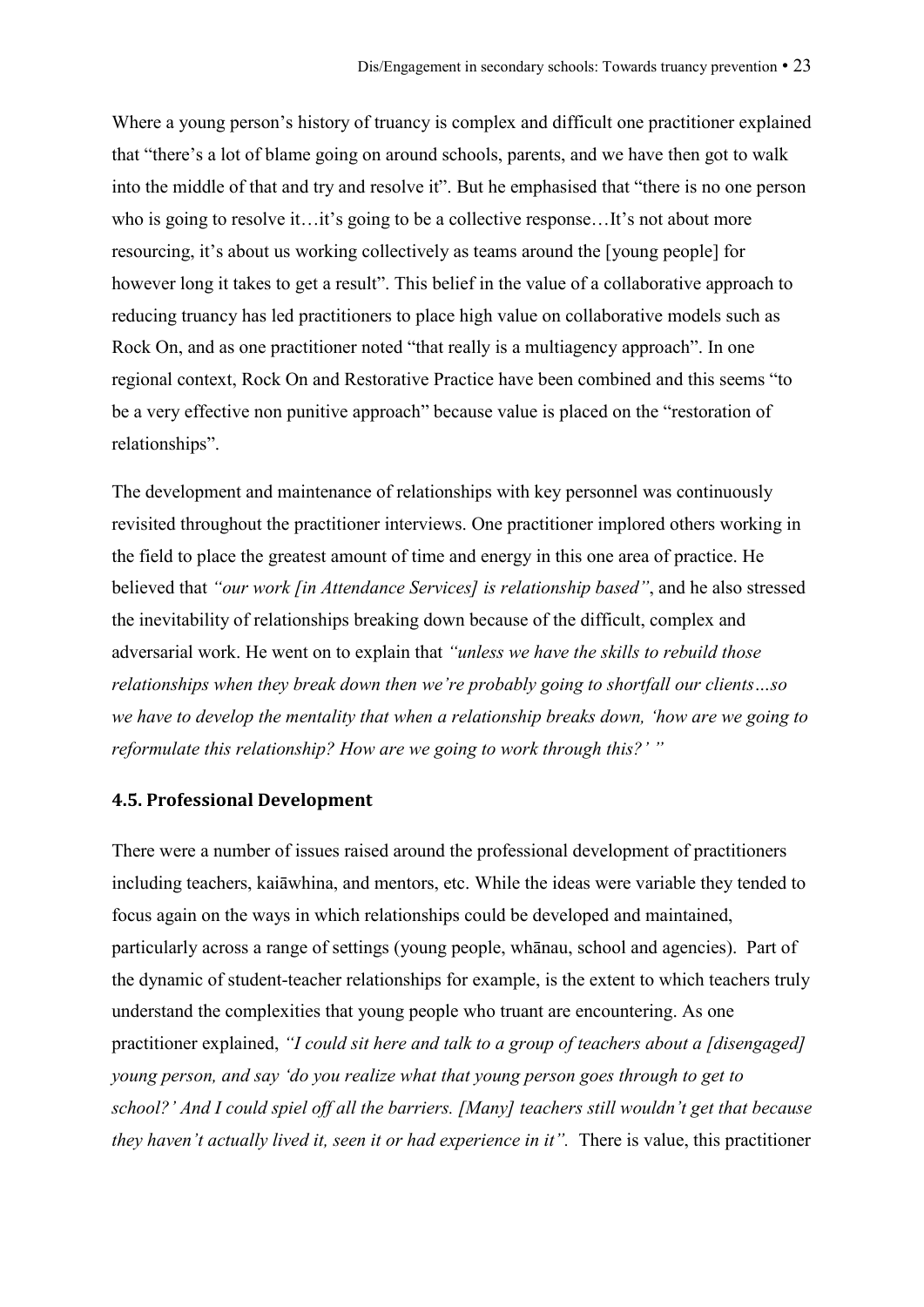Where a young person's history of truancy is complex and difficult one practitioner explained that "there's a lot of blame going on around schools, parents, and we have then got to walk into the middle of that and try and resolve it". But he emphasised that "there is no one person who is going to resolve it…it's going to be a collective response…It's not about more resourcing, it's about us working collectively as teams around the [young people] for however long it takes to get a result". This belief in the value of a collaborative approach to reducing truancy has led practitioners to place high value on collaborative models such as Rock On, and as one practitioner noted "that really is a multiagency approach". In one regional context, Rock On and Restorative Practice have been combined and this seems "to be a very effective non punitive approach" because value is placed on the "restoration of relationships".

The development and maintenance of relationships with key personnel was continuously revisited throughout the practitioner interviews. One practitioner implored others working in the field to place the greatest amount of time and energy in this one area of practice. He believed that *"our work [in Attendance Services] is relationship based"*, and he also stressed the inevitability of relationships breaking down because of the difficult, complex and adversarial work. He went on to explain that *"unless we have the skills to rebuild those relationships when they break down then we're probably going to shortfall our clients…so we have to develop the mentality that when a relationship breaks down, 'how are we going to reformulate this relationship? How are we going to work through this?' "*

## 4.5. Professional Development

There were a number of issues raised around the professional development of practitioners including teachers, kaiāwhina, and mentors, etc. While the ideas were variable they tended to focus again on the ways in which relationships could be developed and maintained, particularly across a range of settings (young people, whānau, school and agencies). Part of the dynamic of student-teacher relationships for example, is the extent to which teachers truly understand the complexities that young people who truant are encountering. As one practitioner explained, *"I could sit here and talk to a group of teachers about a [disengaged] young person, and say 'do you realize what that young person goes through to get to school?' And I could spiel off all the barriers. [Many] teachers still wouldn't get that because they haven't actually lived it, seen it or had experience in it".* There is value, this practitioner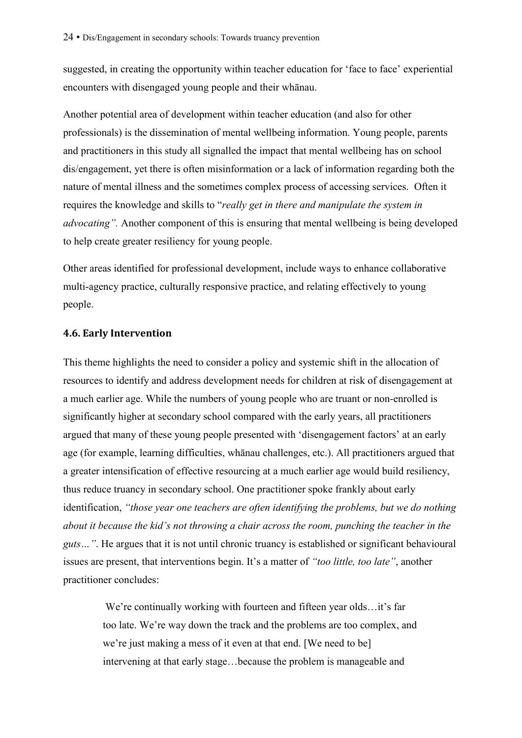suggested, in creating the opportunity within teacher education for 'face to face' experiential encounters with disengaged young people and their whānau.

Another potential area of development within teacher education (and also for other professionals) is the dissemination of mental wellbeing information. Young people, parents and practitioners in this study all signalled the impact that mental wellbeing has on school dis/engagement, yet there is often misinformation or a lack of information regarding both the nature of mental illness and the sometimes complex process of accessing services. Often it requires the knowledge and skills to "*really get in there and manipulate the system in advocating".* Another component of this is ensuring that mental wellbeing is being developed to help create greater resiliency for young people.

Other areas identified for professional development, include ways to enhance collaborative multi-agency practice, culturally responsive practice, and relating effectively to young people.

### 4.6. Early Intervention

This theme highlights the need to consider a policy and systemic shift in the allocation of resources to identify and address development needs for children at risk of disengagement at a much earlier age. While the numbers of young people who are truant or non-enrolled is significantly higher at secondary school compared with the early years, all practitioners argued that many of these young people presented with 'disengagement factors' at an early age (for example, learning difficulties, whānau challenges, etc.). All practitioners argued that a greater intensification of effective resourcing at a much earlier age would build resiliency, thus reduce truancy in secondary school. One practitioner spoke frankly about early identification, *"those year one teachers are often identifying the problems, but we do nothing about it because the kid's not throwing a chair across the room, punching the teacher in the guts…".* He argues that it is not until chronic truancy is established or significant behavioural issues are present, that interventions begin. It's a matter of *"too little, too late"*, another practitioner concludes:

> We're continually working with fourteen and fifteen year olds…it's far too late. We're way down the track and the problems are too complex, and we're just making a mess of it even at that end. [We need to be] intervening at that early stage…because the problem is manageable and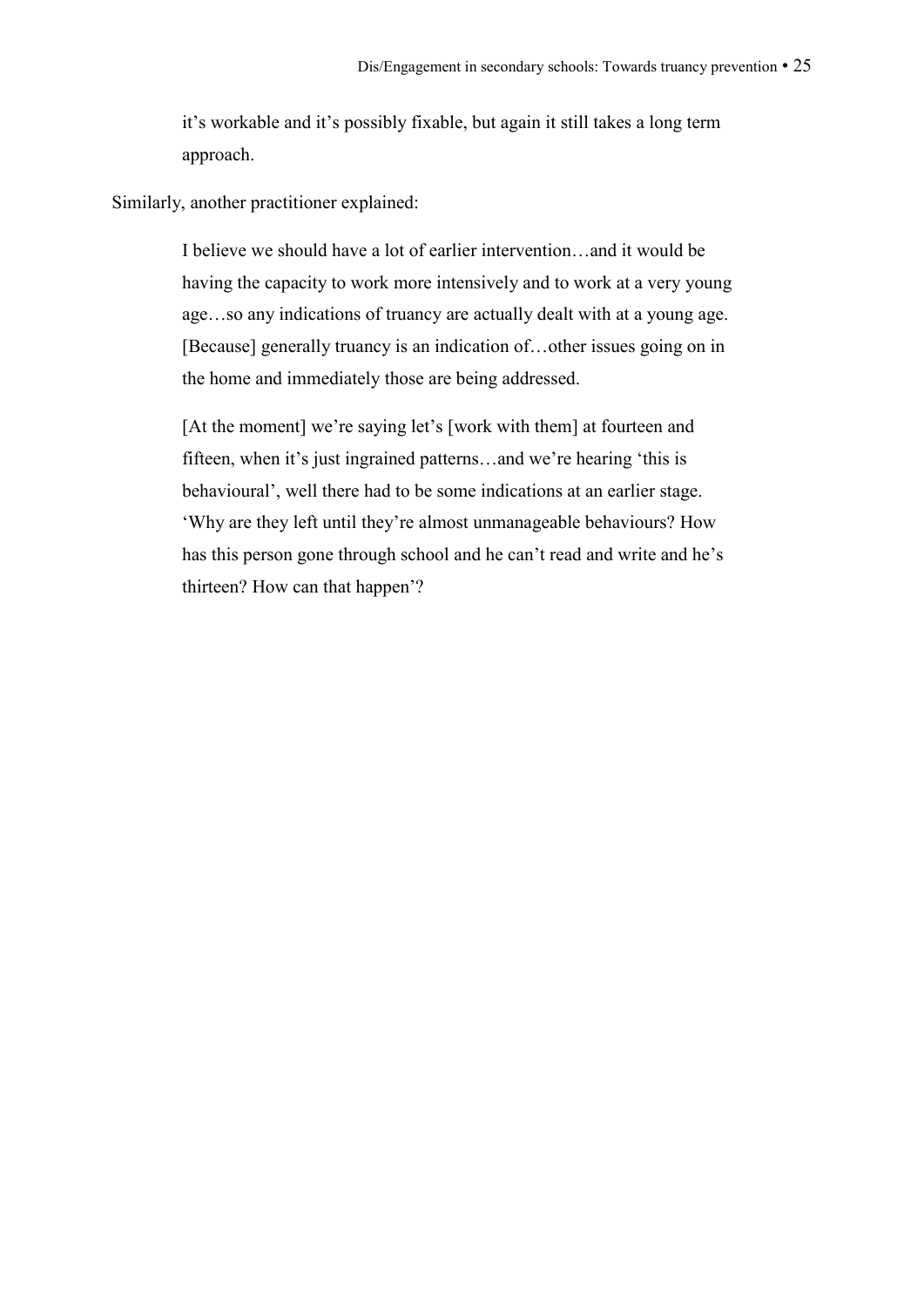> it's workable and it's possibly fixable, but again it still takes a long term approach.

Similarly, another practitioner explained:

> I believe we should have a lot of earlier intervention…and it would be having the capacity to work more intensively and to work at a very young age…so any indications of truancy are actually dealt with at a young age. [Because] generally truancy is an indication of…other issues going on in the home and immediately those are being addressed.
>
> [At the moment] we're saying let's [work with them] at fourteen and fifteen, when it's just ingrained patterns…and we're hearing 'this is behavioural', well there had to be some indications at an earlier stage. 'Why are they left until they're almost unmanageable behaviours? How has this person gone through school and he can't read and write and he's thirteen? How can that happen'?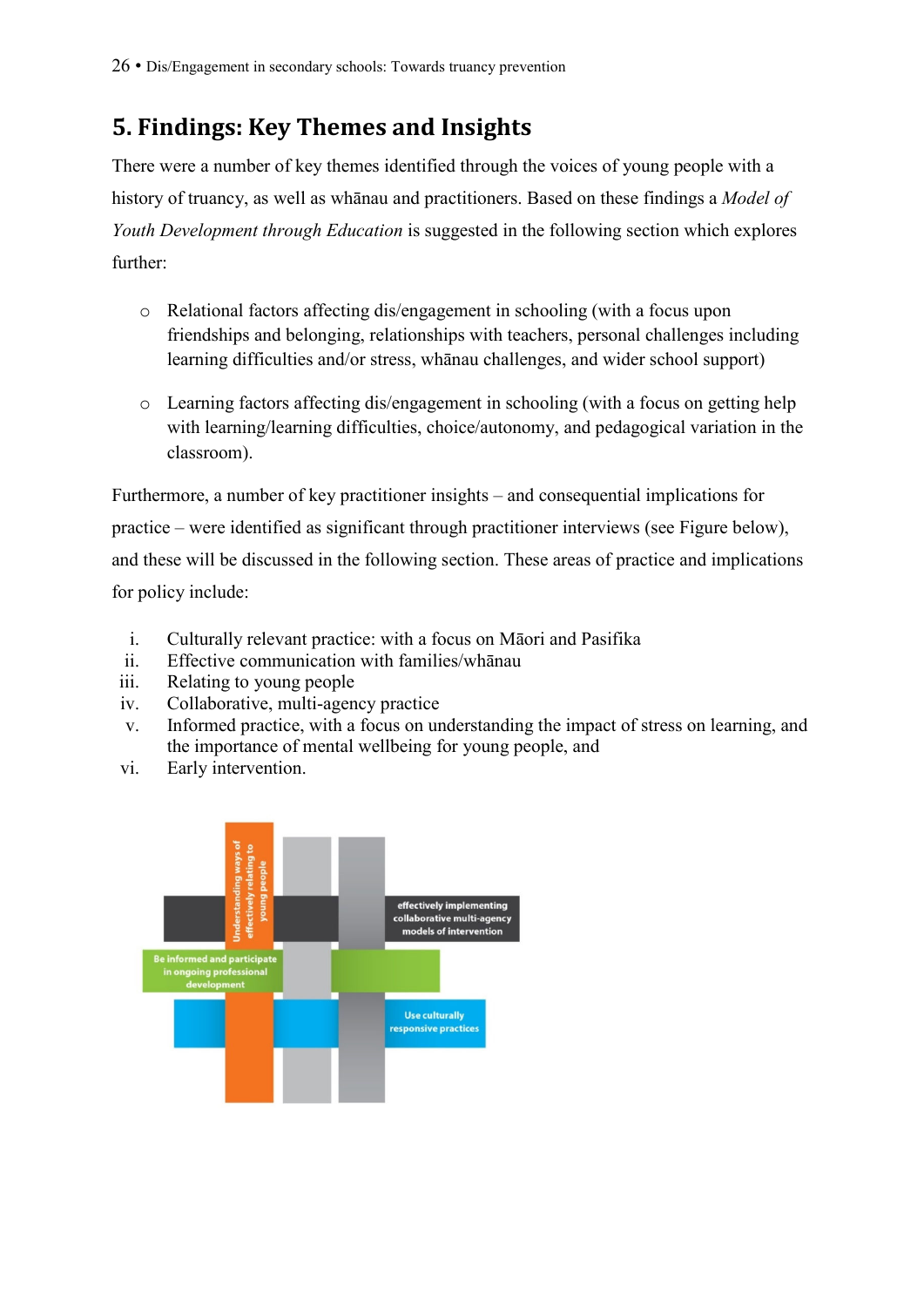## 5. Findings: Key Themes and Insights

There were a number of key themes identified through the voices of young people with a history of truancy, as well as whānau and practitioners. Based on these findings a *Model of Youth Development through Education* is suggested in the following section which explores further:

- Relational factors affecting dis/engagement in schooling (with a focus upon friendships and belonging, relationships with teachers, personal challenges including learning difficulties and/or stress, whānau challenges, and wider school support)
- Learning factors affecting dis/engagement in schooling (with a focus on getting help with learning/learning difficulties, choice/autonomy, and pedagogical variation in the classroom).

Furthermore, a number of key practitioner insights – and consequential implications for practice – were identified as significant through practitioner interviews (see Figure below), and these will be discussed in the following section. These areas of practice and implications for policy include:

i. Culturally relevant practice: with a focus on Māori and Pasifika
ii. Effective communication with families/whānau
iii. Relating to young people
iv. Collaborative, multi-agency practice
v. Informed practice, with a focus on understanding the impact of stress on learning, and the importance of mental wellbeing for young people, and
vi. Early intervention.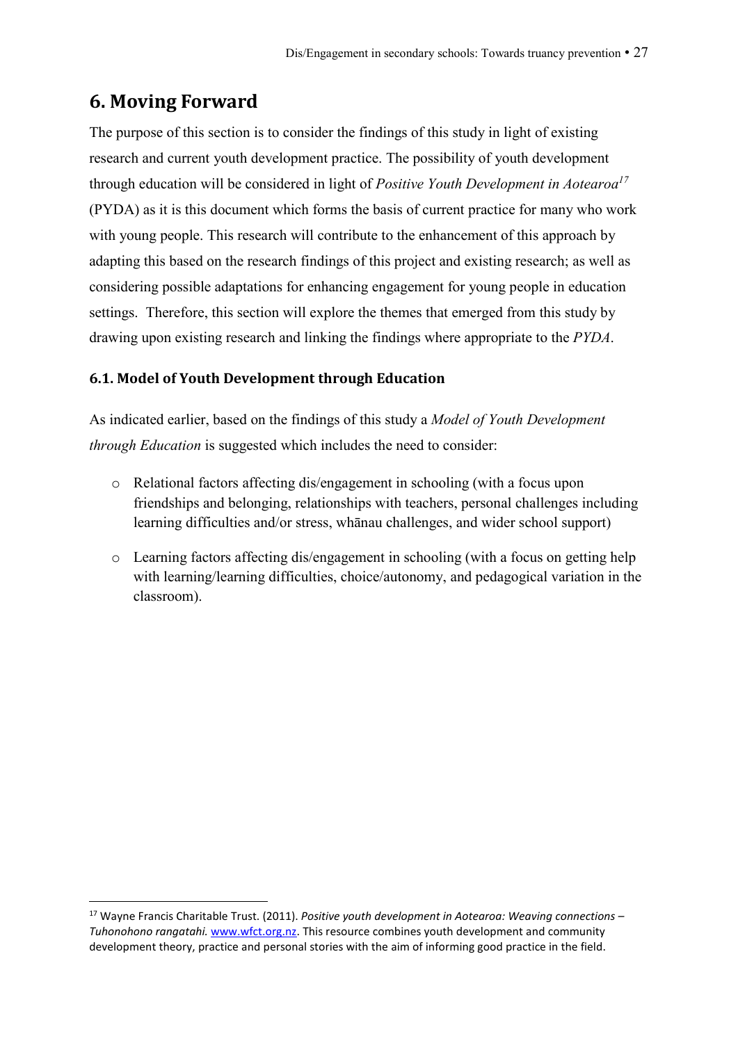# 6. Moving Forward

The purpose of this section is to consider the findings of this study in light of existing research and current youth development practice. The possibility of youth development through education will be considered in light of *Positive Youth Development in Aotearoa*[17] (PYDA) as it is this document which forms the basis of current practice for many who work with young people. This research will contribute to the enhancement of this approach by adapting this based on the research findings of this project and existing research; as well as considering possible adaptations for enhancing engagement for young people in education settings. Therefore, this section will explore the themes that emerged from this study by drawing upon existing research and linking the findings where appropriate to the *PYDA*.

## 6.1. Model of Youth Development through Education

As indicated earlier, based on the findings of this study a *Model of Youth Development through Education* is suggested which includes the need to consider:

- Relational factors affecting dis/engagement in schooling (with a focus upon friendships and belonging, relationships with teachers, personal challenges including learning difficulties and/or stress, whānau challenges, and wider school support)
- Learning factors affecting dis/engagement in schooling (with a focus on getting help with learning/learning difficulties, choice/autonomy, and pedagogical variation in the classroom).

---

[17] Wayne Francis Charitable Trust. (2011). *Positive youth development in Aotearoa: Weaving connections – Tuhonohono rangatahi.* www.wfct.org.nz. This resource combines youth development and community development theory, practice and personal stories with the aim of informing good practice in the field.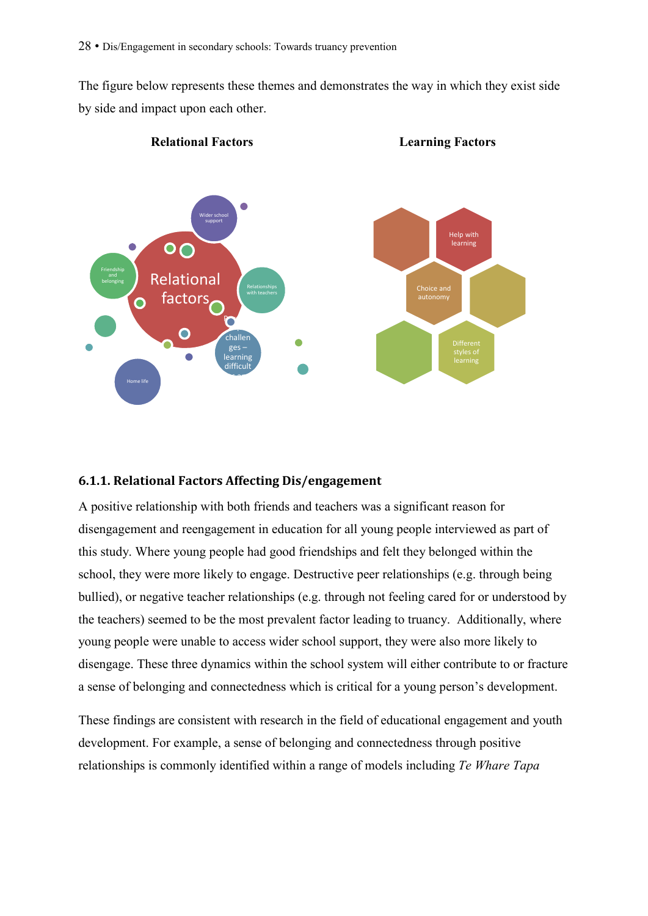The figure below represents these themes and demonstrates the way in which they exist side by side and impact upon each other.

**Relational Factors** **Learning Factors**

Wider school support

Friendship and belonging

Relational factors

Relationships with teachers

challenges – learning difficult

Home life

Help with learning

Choice and autonomy

Different styles of learning

### 6.1.1. Relational Factors Affecting Dis/engagement

A positive relationship with both friends and teachers was a significant reason for disengagement and reengagement in education for all young people interviewed as part of this study. Where young people had good friendships and felt they belonged within the school, they were more likely to engage. Destructive peer relationships (e.g. through being bullied), or negative teacher relationships (e.g. through not feeling cared for or understood by the teachers) seemed to be the most prevalent factor leading to truancy. Additionally, where young people were unable to access wider school support, they were also more likely to disengage. These three dynamics within the school system will either contribute to or fracture a sense of belonging and connectedness which is critical for a young person's development.

These findings are consistent with research in the field of educational engagement and youth development. For example, a sense of belonging and connectedness through positive relationships is commonly identified within a range of models including *Te Whare Tapa*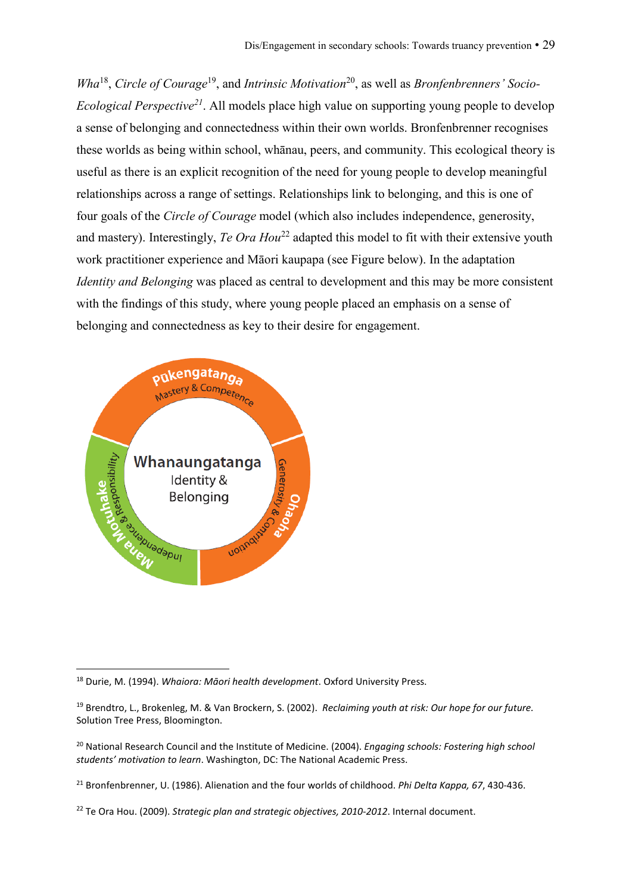*Wha*[18], *Circle of Courage*[19], and *Intrinsic Motivation*[20], as well as *Bronfenbrenners' Socio-Ecological Perspective*[21]. All models place high value on supporting young people to develop a sense of belonging and connectedness within their own worlds. Bronfenbrenner recognises these worlds as being within school, whānau, peers, and community. This ecological theory is useful as there is an explicit recognition of the need for young people to develop meaningful relationships across a range of settings. Relationships link to belonging, and this is one of four goals of the *Circle of Courage* model (which also includes independence, generosity, and mastery). Interestingly, *Te Ora Hou*[22] adapted this model to fit with their extensive youth work practitioner experience and Māori kaupapa (see Figure below). In the adaptation *Identity and Belonging* was placed as central to development and this may be more consistent with the findings of this study, where young people placed an emphasis on a sense of belonging and connectedness as key to their desire for engagement.

**Pūkengatanga** – Mastery & Competence

**Ohaoha** – Generosity & Contribution

**Mana Motuhake** – Independence & Responsibility

**Whanaungatanga** – Identity & Belonging

---

[18] Durie, M. (1994). *Whaiora: Māori health development*. Oxford University Press.

[19] Brendtro, L., Brokenleg, M. & Van Brockern, S. (2002). *Reclaiming youth at risk: Our hope for our future.* Solution Tree Press, Bloomington.

[20] National Research Council and the Institute of Medicine. (2004). *Engaging schools: Fostering high school students' motivation to learn*. Washington, DC: The National Academic Press.

[21] Bronfenbrenner, U. (1986). Alienation and the four worlds of childhood. *Phi Delta Kappa, 67*, 430-436.

[22] Te Ora Hou. (2009). *Strategic plan and strategic objectives, 2010-2012*. Internal document.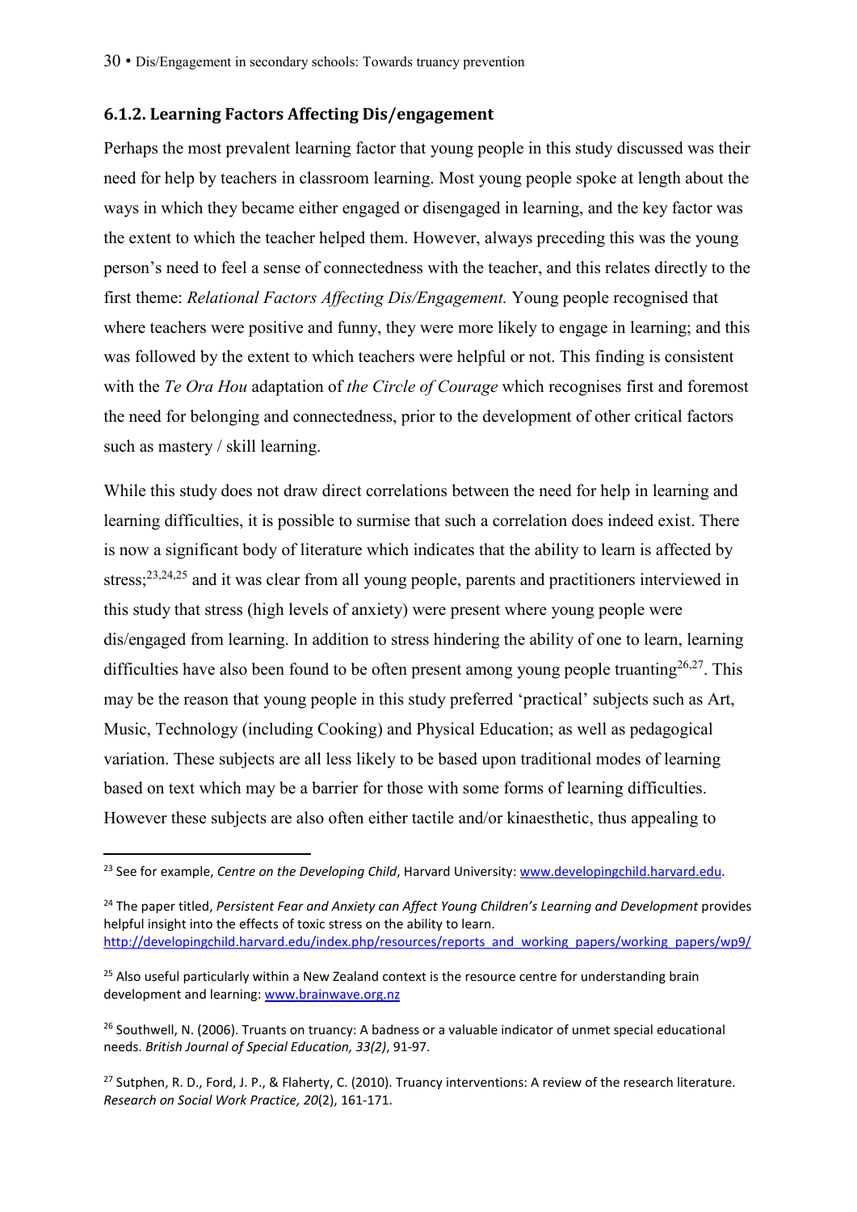### 6.1.2. Learning Factors Affecting Dis/engagement

Perhaps the most prevalent learning factor that young people in this study discussed was their need for help by teachers in classroom learning. Most young people spoke at length about the ways in which they became either engaged or disengaged in learning, and the key factor was the extent to which the teacher helped them. However, always preceding this was the young person's need to feel a sense of connectedness with the teacher, and this relates directly to the first theme: *Relational Factors Affecting Dis/Engagement.* Young people recognised that where teachers were positive and funny, they were more likely to engage in learning; and this was followed by the extent to which teachers were helpful or not. This finding is consistent with the *Te Ora Hou* adaptation of *the Circle of Courage* which recognises first and foremost the need for belonging and connectedness, prior to the development of other critical factors such as mastery / skill learning.

While this study does not draw direct correlations between the need for help in learning and learning difficulties, it is possible to surmise that such a correlation does indeed exist. There is now a significant body of literature which indicates that the ability to learn is affected by stress;[23,24,25] and it was clear from all young people, parents and practitioners interviewed in this study that stress (high levels of anxiety) were present where young people were dis/engaged from learning. In addition to stress hindering the ability of one to learn, learning difficulties have also been found to be often present among young people truanting[26,27]. This may be the reason that young people in this study preferred 'practical' subjects such as Art, Music, Technology (including Cooking) and Physical Education; as well as pedagogical variation. These subjects are all less likely to be based upon traditional modes of learning based on text which may be a barrier for those with some forms of learning difficulties. However these subjects are also often either tactile and/or kinaesthetic, thus appealing to

---

[23] See for example, *Centre on the Developing Child*, Harvard University: www.developingchild.harvard.edu.

[24] The paper titled, *Persistent Fear and Anxiety can Affect Young Children's Learning and Development* provides helpful insight into the effects of toxic stress on the ability to learn. http://developingchild.harvard.edu/index.php/resources/reports_and_working_papers/working_papers/wp9/

[25] Also useful particularly within a New Zealand context is the resource centre for understanding brain development and learning: www.brainwave.org.nz

[26] Southwell, N. (2006). Truants on truancy: A badness or a valuable indicator of unmet special educational needs. *British Journal of Special Education, 33(2)*, 91-97.

[27] Sutphen, R. D., Ford, J. P., & Flaherty, C. (2010). Truancy interventions: A review of the research literature. *Research on Social Work Practice, 20*(2), 161-171.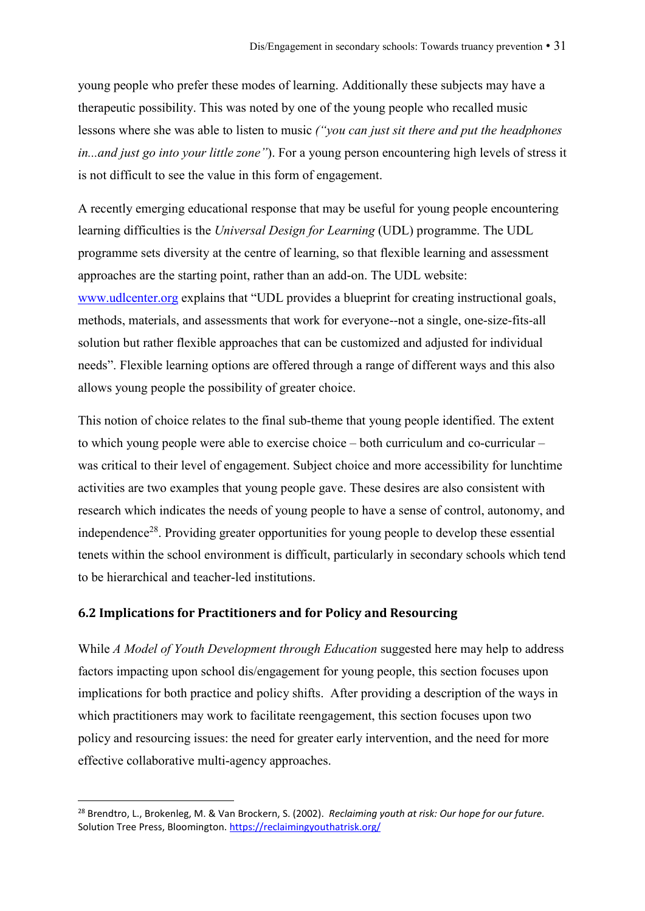young people who prefer these modes of learning. Additionally these subjects may have a therapeutic possibility. This was noted by one of the young people who recalled music lessons where she was able to listen to music *("you can just sit there and put the headphones in...and just go into your little zone")*. For a young person encountering high levels of stress it is not difficult to see the value in this form of engagement.

A recently emerging educational response that may be useful for young people encountering learning difficulties is the *Universal Design for Learning* (UDL) programme. The UDL programme sets diversity at the centre of learning, so that flexible learning and assessment approaches are the starting point, rather than an add-on. The UDL website: [www.udlcenter.org](http://www.udlcenter.org) explains that "UDL provides a blueprint for creating instructional goals, methods, materials, and assessments that work for everyone--not a single, one-size-fits-all solution but rather flexible approaches that can be customized and adjusted for individual needs". Flexible learning options are offered through a range of different ways and this also allows young people the possibility of greater choice.

This notion of choice relates to the final sub-theme that young people identified. The extent to which young people were able to exercise choice – both curriculum and co-curricular – was critical to their level of engagement. Subject choice and more accessibility for lunchtime activities are two examples that young people gave. These desires are also consistent with research which indicates the needs of young people to have a sense of control, autonomy, and independence[28]. Providing greater opportunities for young people to develop these essential tenets within the school environment is difficult, particularly in secondary schools which tend to be hierarchical and teacher-led institutions.

### 6.2 Implications for Practitioners and for Policy and Resourcing

While *A Model of Youth Development through Education* suggested here may help to address factors impacting upon school dis/engagement for young people, this section focuses upon implications for both practice and policy shifts. After providing a description of the ways in which practitioners may work to facilitate reengagement, this section focuses upon two policy and resourcing issues: the need for greater early intervention, and the need for more effective collaborative multi-agency approaches.

---

[28] Brendtro, L., Brokenleg, M. & Van Brockern, S. (2002). *Reclaiming youth at risk: Our hope for our future.* Solution Tree Press, Bloomington. https://reclaimingyouthatrisk.org/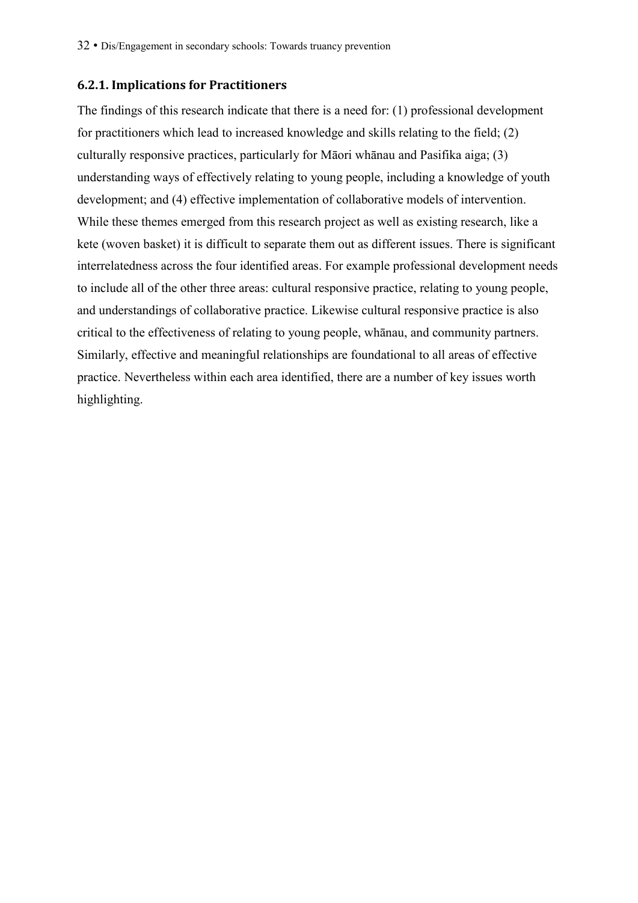### 6.2.1. Implications for Practitioners

The findings of this research indicate that there is a need for: (1) professional development for practitioners which lead to increased knowledge and skills relating to the field; (2) culturally responsive practices, particularly for Māori whānau and Pasifika aiga; (3) understanding ways of effectively relating to young people, including a knowledge of youth development; and (4) effective implementation of collaborative models of intervention. While these themes emerged from this research project as well as existing research, like a kete (woven basket) it is difficult to separate them out as different issues. There is significant interrelatedness across the four identified areas. For example professional development needs to include all of the other three areas: cultural responsive practice, relating to young people, and understandings of collaborative practice. Likewise cultural responsive practice is also critical to the effectiveness of relating to young people, whānau, and community partners. Similarly, effective and meaningful relationships are foundational to all areas of effective practice. Nevertheless within each area identified, there are a number of key issues worth highlighting.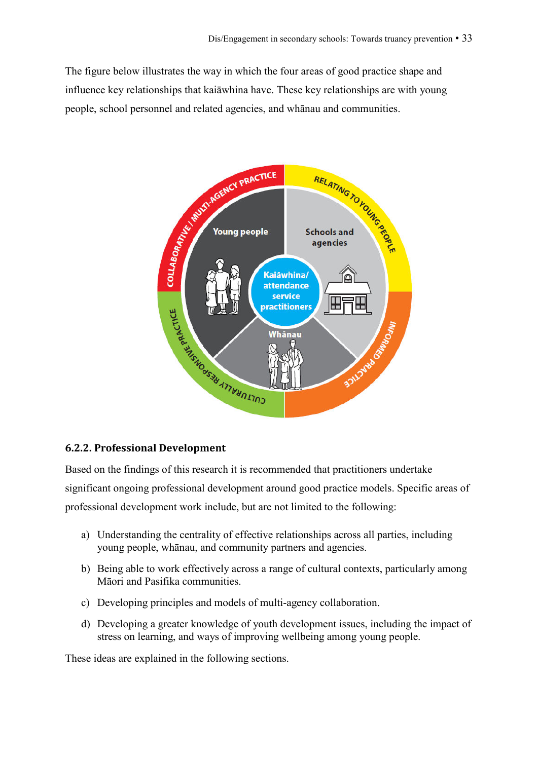The figure below illustrates the way in which the four areas of good practice shape and influence key relationships that kaiāwhina have. These key relationships are with young people, school personnel and related agencies, and whānau and communities.

### 6.2.2. Professional Development

Based on the findings of this research it is recommended that practitioners undertake significant ongoing professional development around good practice models. Specific areas of professional development work include, but are not limited to the following:

a) Understanding the centrality of effective relationships across all parties, including young people, whānau, and community partners and agencies.

b) Being able to work effectively across a range of cultural contexts, particularly among Māori and Pasifika communities.

c) Developing principles and models of multi-agency collaboration.

d) Developing a greater knowledge of youth development issues, including the impact of stress on learning, and ways of improving wellbeing among young people.

These ideas are explained in the following sections.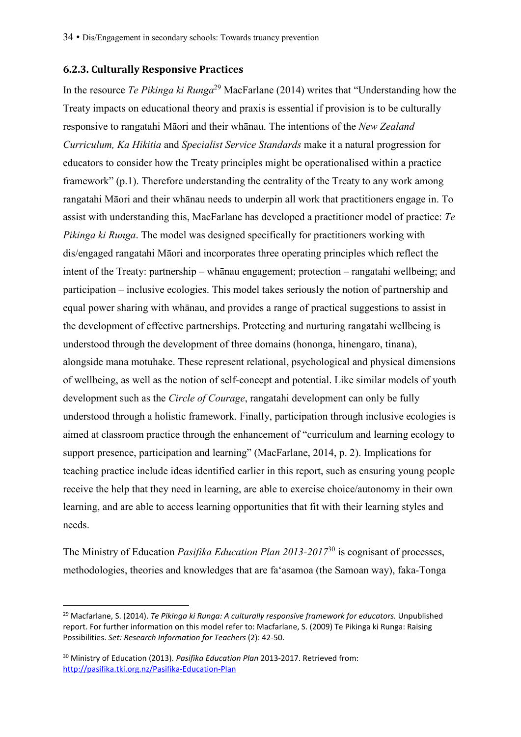### 6.2.3. Culturally Responsive Practices

In the resource *Te Pikinga ki Runga*[29] MacFarlane (2014) writes that "Understanding how the Treaty impacts on educational theory and praxis is essential if provision is to be culturally responsive to rangatahi Māori and their whānau. The intentions of the *New Zealand Curriculum, Ka Hikitia* and *Specialist Service Standards* make it a natural progression for educators to consider how the Treaty principles might be operationalised within a practice framework" (p.1). Therefore understanding the centrality of the Treaty to any work among rangatahi Māori and their whānau needs to underpin all work that practitioners engage in. To assist with understanding this, MacFarlane has developed a practitioner model of practice: *Te Pikinga ki Runga*. The model was designed specifically for practitioners working with dis/engaged rangatahi Māori and incorporates three operating principles which reflect the intent of the Treaty: partnership – whānau engagement; protection – rangatahi wellbeing; and participation – inclusive ecologies. This model takes seriously the notion of partnership and equal power sharing with whānau, and provides a range of practical suggestions to assist in the development of effective partnerships. Protecting and nurturing rangatahi wellbeing is understood through the development of three domains (hononga, hinengaro, tinana), alongside mana motuhake. These represent relational, psychological and physical dimensions of wellbeing, as well as the notion of self-concept and potential. Like similar models of youth development such as the *Circle of Courage*, rangatahi development can only be fully understood through a holistic framework. Finally, participation through inclusive ecologies is aimed at classroom practice through the enhancement of "curriculum and learning ecology to support presence, participation and learning" (MacFarlane, 2014, p. 2). Implications for teaching practice include ideas identified earlier in this report, such as ensuring young people receive the help that they need in learning, are able to exercise choice/autonomy in their own learning, and are able to access learning opportunities that fit with their learning styles and needs.

The Ministry of Education *Pasifika Education Plan 2013-2017*[30] is cognisant of processes, methodologies, theories and knowledges that are fa'asamoa (the Samoan way), faka-Tonga

---

[29] Macfarlane, S. (2014). *Te Pikinga ki Runga: A culturally responsive framework for educators.* Unpublished report. For further information on this model refer to: Macfarlane, S. (2009) Te Pikinga ki Runga: Raising Possibilities. *Set: Research Information for Teachers* (2): 42-50.

[30] Ministry of Education (2013). *Pasifika Education Plan* 2013-2017. Retrieved from: http://pasifika.tki.org.nz/Pasifika-Education-Plan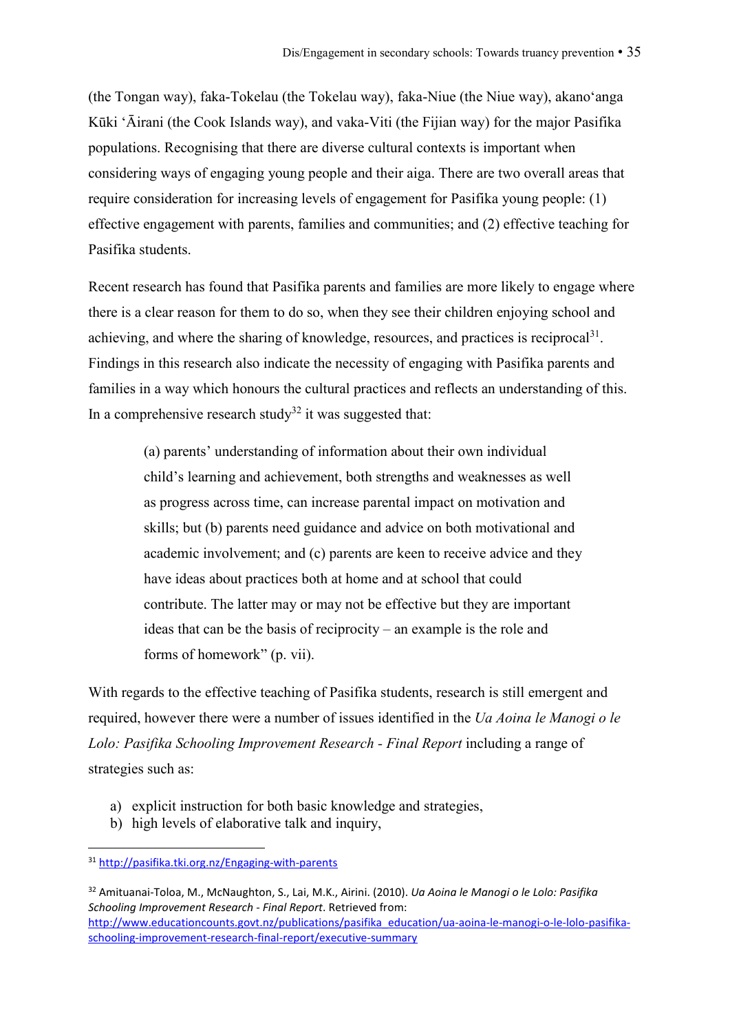(the Tongan way), faka-Tokelau (the Tokelau way), faka-Niue (the Niue way), akano'anga Kūki 'Āirani (the Cook Islands way), and vaka-Viti (the Fijian way) for the major Pasifika populations. Recognising that there are diverse cultural contexts is important when considering ways of engaging young people and their aiga. There are two overall areas that require consideration for increasing levels of engagement for Pasifika young people: (1) effective engagement with parents, families and communities; and (2) effective teaching for Pasifika students.

Recent research has found that Pasifika parents and families are more likely to engage where there is a clear reason for them to do so, when they see their children enjoying school and achieving, and where the sharing of knowledge, resources, and practices is reciprocal[31]. Findings in this research also indicate the necessity of engaging with Pasifika parents and families in a way which honours the cultural practices and reflects an understanding of this. In a comprehensive research study[32] it was suggested that:

> (a) parents' understanding of information about their own individual child's learning and achievement, both strengths and weaknesses as well as progress across time, can increase parental impact on motivation and skills; but (b) parents need guidance and advice on both motivational and academic involvement; and (c) parents are keen to receive advice and they have ideas about practices both at home and at school that could contribute. The latter may or may not be effective but they are important ideas that can be the basis of reciprocity – an example is the role and forms of homework" (p. vii).

With regards to the effective teaching of Pasifika students, research is still emergent and required, however there were a number of issues identified in the *Ua Aoina le Manogi o le Lolo: Pasifika Schooling Improvement Research - Final Report* including a range of strategies such as:

a) explicit instruction for both basic knowledge and strategies,
b) high levels of elaborative talk and inquiry,

---

[31] http://pasifika.tki.org.nz/Engaging-with-parents

[32] Amituanai-Toloa, M., McNaughton, S., Lai, M.K., Airini. (2010). *Ua Aoina le Manogi o le Lolo: Pasifika Schooling Improvement Research - Final Report*. Retrieved from: http://www.educationcounts.govt.nz/publications/pasifika_education/ua-aoina-le-manogi-o-le-lolo-pasifika-schooling-improvement-research-final-report/executive-summary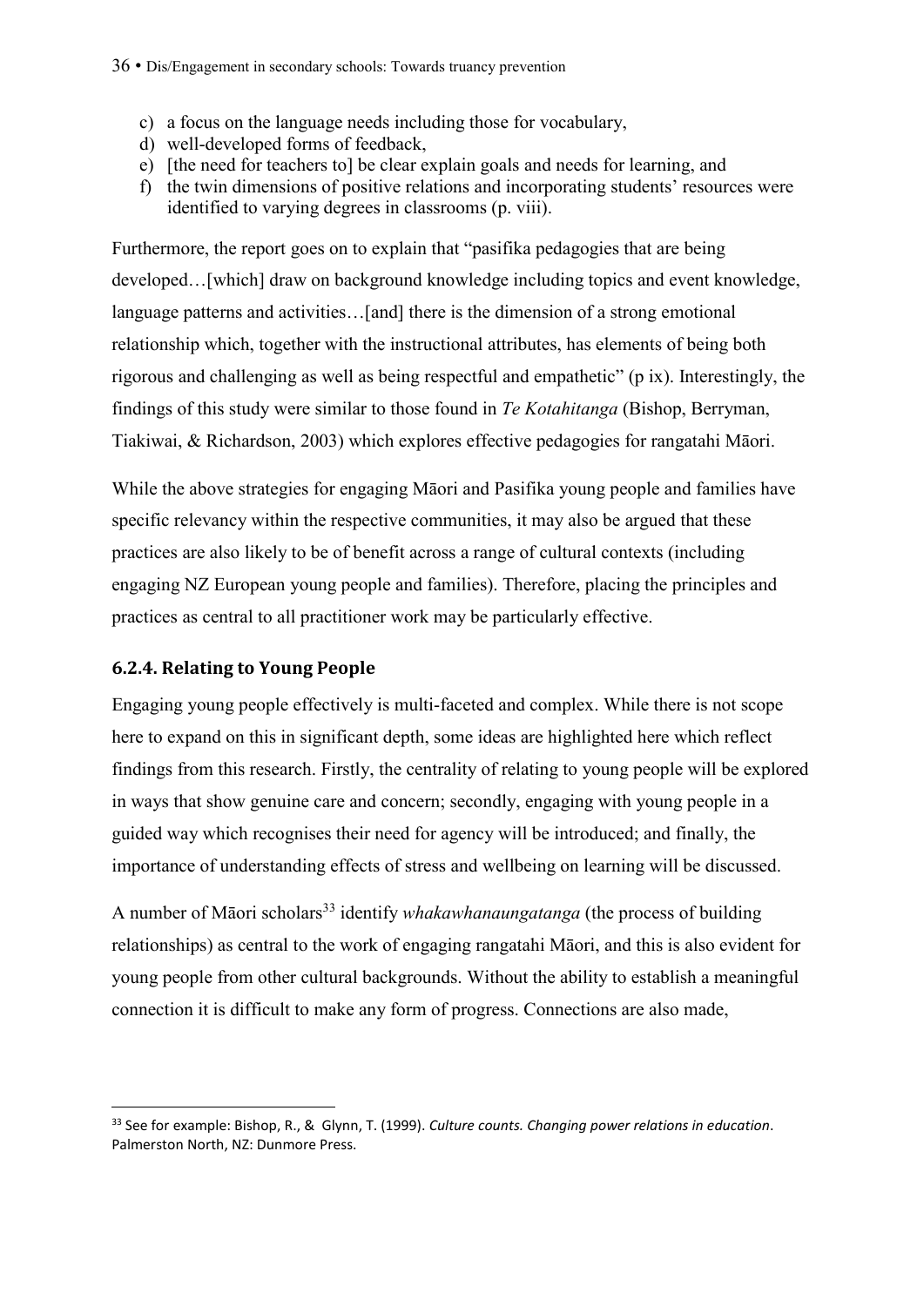c) a focus on the language needs including those for vocabulary,
d) well-developed forms of feedback,
e) [the need for teachers to] be clear explain goals and needs for learning, and
f) the twin dimensions of positive relations and incorporating students' resources were identified to varying degrees in classrooms (p. viii).

Furthermore, the report goes on to explain that "pasifika pedagogies that are being developed…[which] draw on background knowledge including topics and event knowledge, language patterns and activities…[and] there is the dimension of a strong emotional relationship which, together with the instructional attributes, has elements of being both rigorous and challenging as well as being respectful and empathetic" (p ix). Interestingly, the findings of this study were similar to those found in *Te Kotahitanga* (Bishop, Berryman, Tiakiwai, & Richardson, 2003) which explores effective pedagogies for rangatahi Māori.

While the above strategies for engaging Māori and Pasifika young people and families have specific relevancy within the respective communities, it may also be argued that these practices are also likely to be of benefit across a range of cultural contexts (including engaging NZ European young people and families). Therefore, placing the principles and practices as central to all practitioner work may be particularly effective.

### 6.2.4. Relating to Young People

Engaging young people effectively is multi-faceted and complex. While there is not scope here to expand on this in significant depth, some ideas are highlighted here which reflect findings from this research. Firstly, the centrality of relating to young people will be explored in ways that show genuine care and concern; secondly, engaging with young people in a guided way which recognises their need for agency will be introduced; and finally, the importance of understanding effects of stress and wellbeing on learning will be discussed.

A number of Māori scholars[33] identify *whakawhanaungatanga* (the process of building relationships) as central to the work of engaging rangatahi Māori, and this is also evident for young people from other cultural backgrounds. Without the ability to establish a meaningful connection it is difficult to make any form of progress. Connections are also made,

---

[33] See for example: Bishop, R., & Glynn, T. (1999). *Culture counts. Changing power relations in education*. Palmerston North, NZ: Dunmore Press.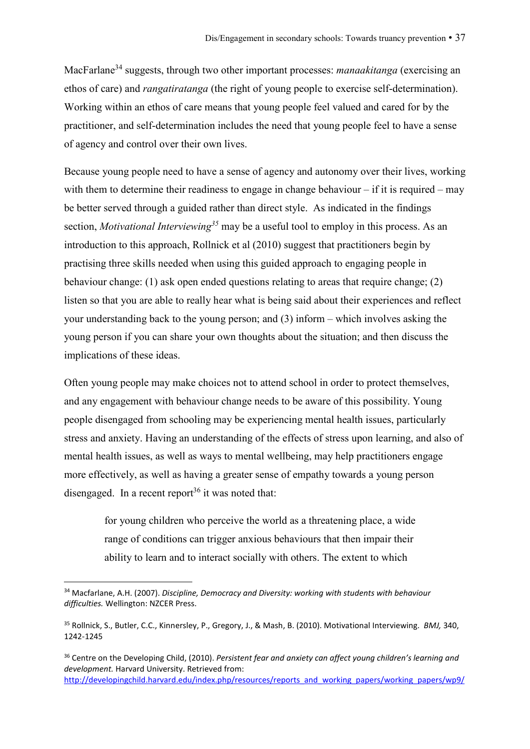MacFarlane[34] suggests, through two other important processes: *manaakitanga* (exercising an ethos of care) and *rangatiratanga* (the right of young people to exercise self-determination). Working within an ethos of care means that young people feel valued and cared for by the practitioner, and self-determination includes the need that young people feel to have a sense of agency and control over their own lives.

Because young people need to have a sense of agency and autonomy over their lives, working with them to determine their readiness to engage in change behaviour – if it is required – may be better served through a guided rather than direct style. As indicated in the findings section, *Motivational Interviewing*[35] may be a useful tool to employ in this process. As an introduction to this approach, Rollnick et al (2010) suggest that practitioners begin by practising three skills needed when using this guided approach to engaging people in behaviour change: (1) ask open ended questions relating to areas that require change; (2) listen so that you are able to really hear what is being said about their experiences and reflect your understanding back to the young person; and (3) inform – which involves asking the young person if you can share your own thoughts about the situation; and then discuss the implications of these ideas.

Often young people may make choices not to attend school in order to protect themselves, and any engagement with behaviour change needs to be aware of this possibility. Young people disengaged from schooling may be experiencing mental health issues, particularly stress and anxiety. Having an understanding of the effects of stress upon learning, and also of mental health issues, as well as ways to mental wellbeing, may help practitioners engage more effectively, as well as having a greater sense of empathy towards a young person disengaged. In a recent report[36] it was noted that:

> for young children who perceive the world as a threatening place, a wide range of conditions can trigger anxious behaviours that then impair their ability to learn and to interact socially with others. The extent to which

---

[34] Macfarlane, A.H. (2007). *Discipline, Democracy and Diversity: working with students with behaviour difficulties.* Wellington: NZCER Press.

[35] Rollnick, S., Butler, C.C., Kinnersley, P., Gregory, J., & Mash, B. (2010). Motivational Interviewing. *BMJ,* 340, 1242-1245

[36] Centre on the Developing Child, (2010). *Persistent fear and anxiety can affect young children's learning and development.* Harvard University. Retrieved from: http://developingchild.harvard.edu/index.php/resources/reports_and_working_papers/working_papers/wp9/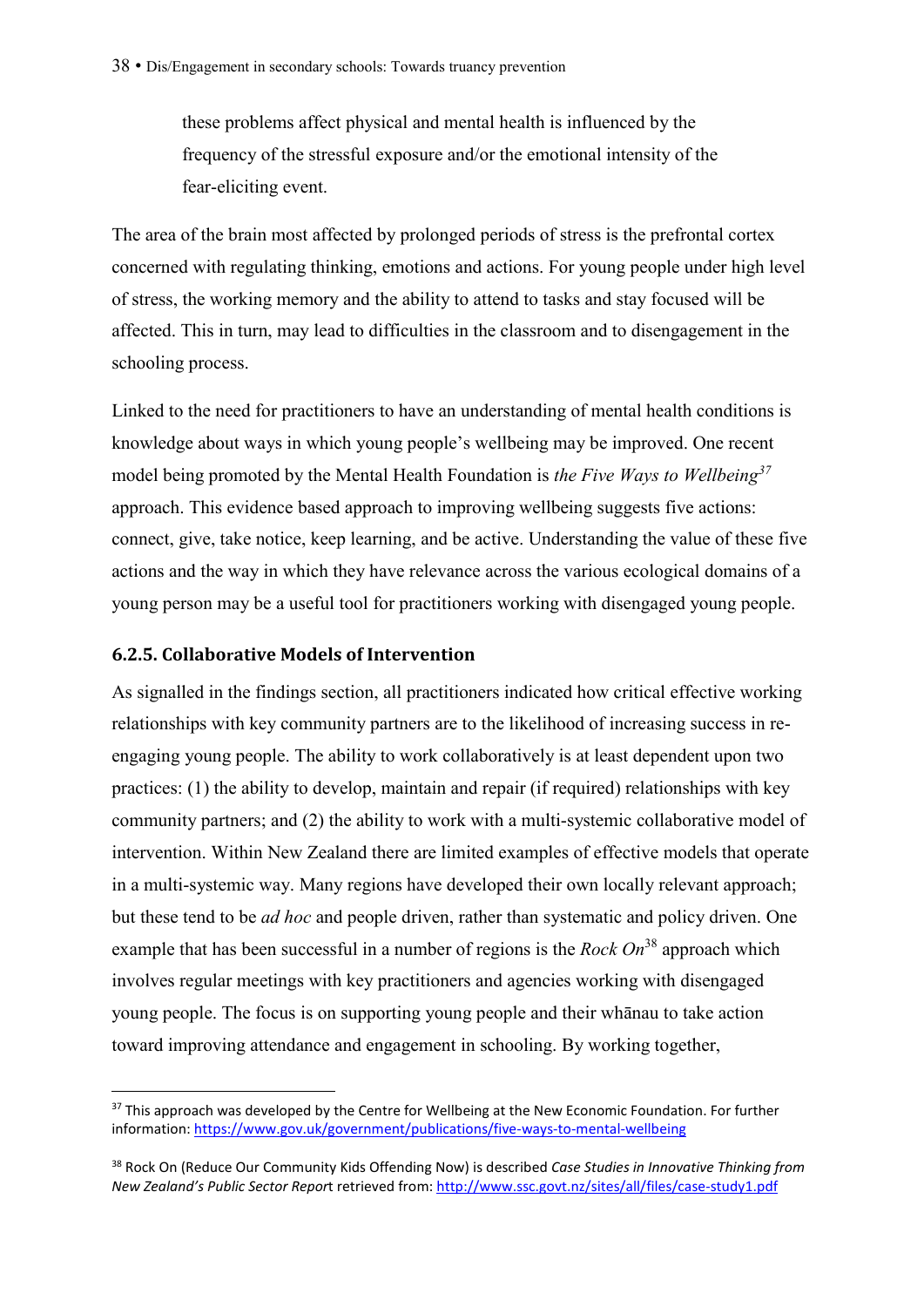these problems affect physical and mental health is influenced by the frequency of the stressful exposure and/or the emotional intensity of the fear-eliciting event.

The area of the brain most affected by prolonged periods of stress is the prefrontal cortex concerned with regulating thinking, emotions and actions. For young people under high level of stress, the working memory and the ability to attend to tasks and stay focused will be affected. This in turn, may lead to difficulties in the classroom and to disengagement in the schooling process.

Linked to the need for practitioners to have an understanding of mental health conditions is knowledge about ways in which young people's wellbeing may be improved. One recent model being promoted by the Mental Health Foundation is *the Five Ways to Wellbeing*[37] approach. This evidence based approach to improving wellbeing suggests five actions: connect, give, take notice, keep learning, and be active. Understanding the value of these five actions and the way in which they have relevance across the various ecological domains of a young person may be a useful tool for practitioners working with disengaged young people.

### 6.2.5. Collaborative Models of Intervention

As signalled in the findings section, all practitioners indicated how critical effective working relationships with key community partners are to the likelihood of increasing success in re-engaging young people. The ability to work collaboratively is at least dependent upon two practices: (1) the ability to develop, maintain and repair (if required) relationships with key community partners; and (2) the ability to work with a multi-systemic collaborative model of intervention. Within New Zealand there are limited examples of effective models that operate in a multi-systemic way. Many regions have developed their own locally relevant approach; but these tend to be *ad hoc* and people driven, rather than systematic and policy driven. One example that has been successful in a number of regions is the *Rock On*[38] approach which involves regular meetings with key practitioners and agencies working with disengaged young people. The focus is on supporting young people and their whānau to take action toward improving attendance and engagement in schooling. By working together,

---

[37] This approach was developed by the Centre for Wellbeing at the New Economic Foundation. For further information: https://www.gov.uk/government/publications/five-ways-to-mental-wellbeing

[38] Rock On (Reduce Our Community Kids Offending Now) is described *Case Studies in Innovative Thinking from New Zealand's Public Sector Report* retrieved from: http://www.ssc.govt.nz/sites/all/files/case-study1.pdf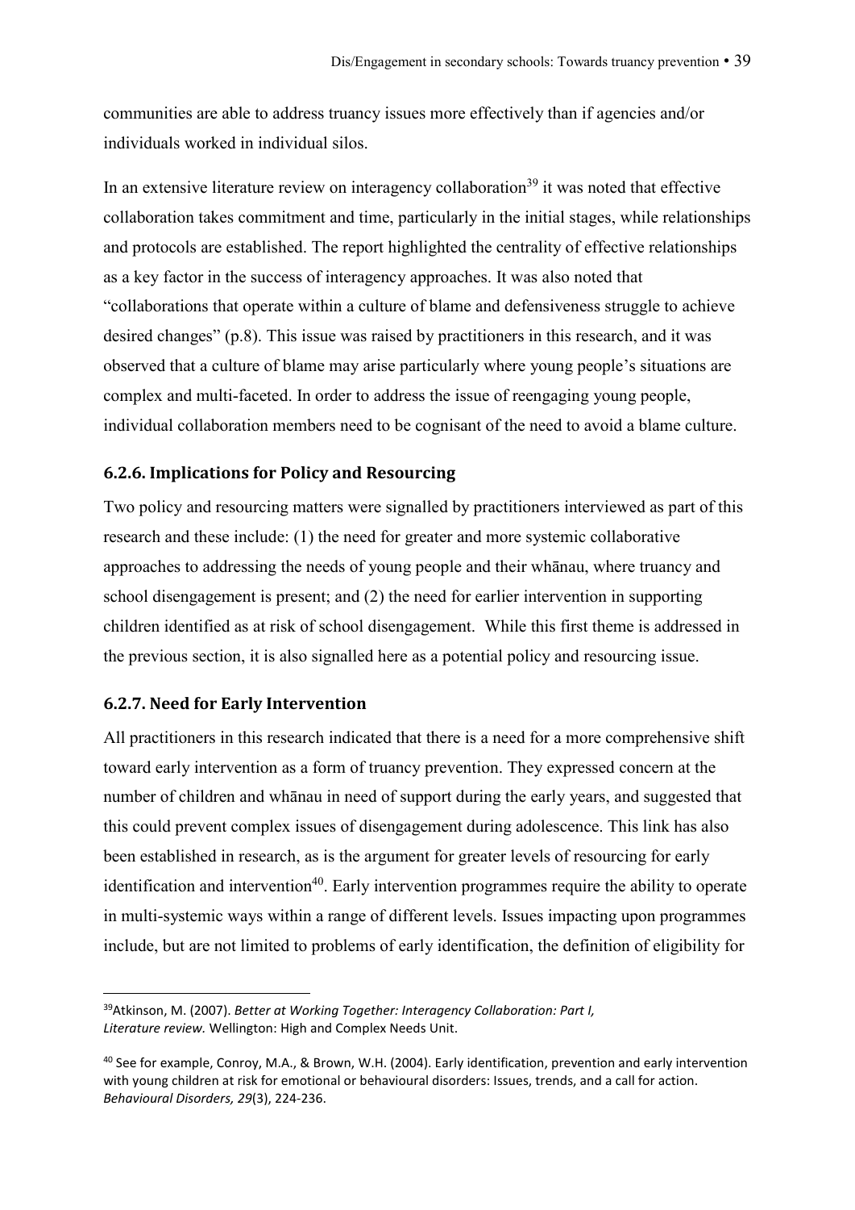communities are able to address truancy issues more effectively than if agencies and/or individuals worked in individual silos.

In an extensive literature review on interagency collaboration[39] it was noted that effective collaboration takes commitment and time, particularly in the initial stages, while relationships and protocols are established. The report highlighted the centrality of effective relationships as a key factor in the success of interagency approaches. It was also noted that "collaborations that operate within a culture of blame and defensiveness struggle to achieve desired changes" (p.8). This issue was raised by practitioners in this research, and it was observed that a culture of blame may arise particularly where young people's situations are complex and multi-faceted. In order to address the issue of reengaging young people, individual collaboration members need to be cognisant of the need to avoid a blame culture.

### 6.2.6. Implications for Policy and Resourcing

Two policy and resourcing matters were signalled by practitioners interviewed as part of this research and these include: (1) the need for greater and more systemic collaborative approaches to addressing the needs of young people and their whānau, where truancy and school disengagement is present; and (2) the need for earlier intervention in supporting children identified as at risk of school disengagement. While this first theme is addressed in the previous section, it is also signalled here as a potential policy and resourcing issue.

### 6.2.7. Need for Early Intervention

All practitioners in this research indicated that there is a need for a more comprehensive shift toward early intervention as a form of truancy prevention. They expressed concern at the number of children and whānau in need of support during the early years, and suggested that this could prevent complex issues of disengagement during adolescence. This link has also been established in research, as is the argument for greater levels of resourcing for early identification and intervention[40]. Early intervention programmes require the ability to operate in multi-systemic ways within a range of different levels. Issues impacting upon programmes include, but are not limited to problems of early identification, the definition of eligibility for

---

[39] Atkinson, M. (2007). *Better at Working Together: Interagency Collaboration: Part I, Literature review.* Wellington: High and Complex Needs Unit.

[40] See for example, Conroy, M.A., & Brown, W.H. (2004). Early identification, prevention and early intervention with young children at risk for emotional or behavioural disorders: Issues, trends, and a call for action. *Behavioural Disorders, 29*(3), 224-236.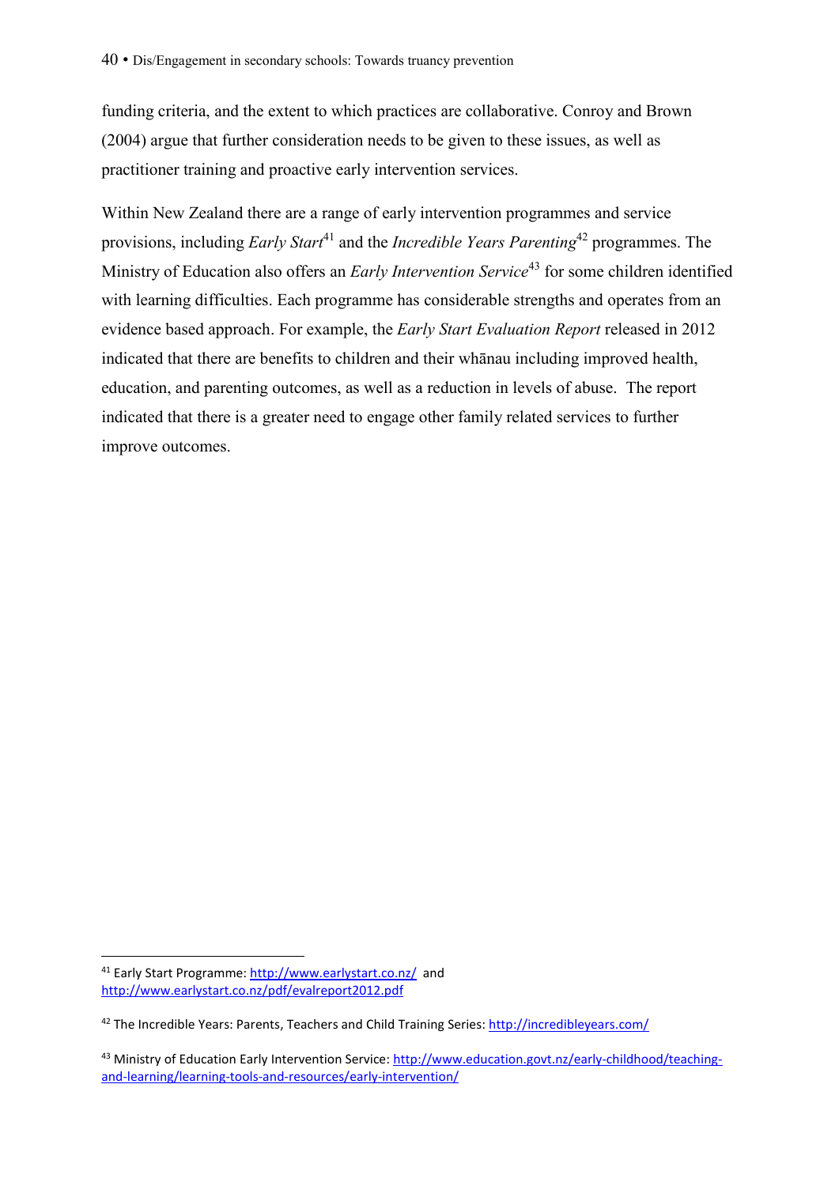funding criteria, and the extent to which practices are collaborative. Conroy and Brown (2004) argue that further consideration needs to be given to these issues, as well as practitioner training and proactive early intervention services.

Within New Zealand there are a range of early intervention programmes and service provisions, including *Early Start*[41] and the *Incredible Years Parenting*[42] programmes. The Ministry of Education also offers an *Early Intervention Service*[43] for some children identified with learning difficulties. Each programme has considerable strengths and operates from an evidence based approach. For example, the *Early Start Evaluation Report* released in 2012 indicated that there are benefits to children and their whānau including improved health, education, and parenting outcomes, as well as a reduction in levels of abuse. The report indicated that there is a greater need to engage other family related services to further improve outcomes.

---

[41] Early Start Programme: http://www.earlystart.co.nz/ and http://www.earlystart.co.nz/pdf/evalreport2012.pdf

[42] The Incredible Years: Parents, Teachers and Child Training Series: http://incredibleyears.com/

[43] Ministry of Education Early Intervention Service: http://www.education.govt.nz/early-childhood/teaching-and-learning/learning-tools-and-resources/early-intervention/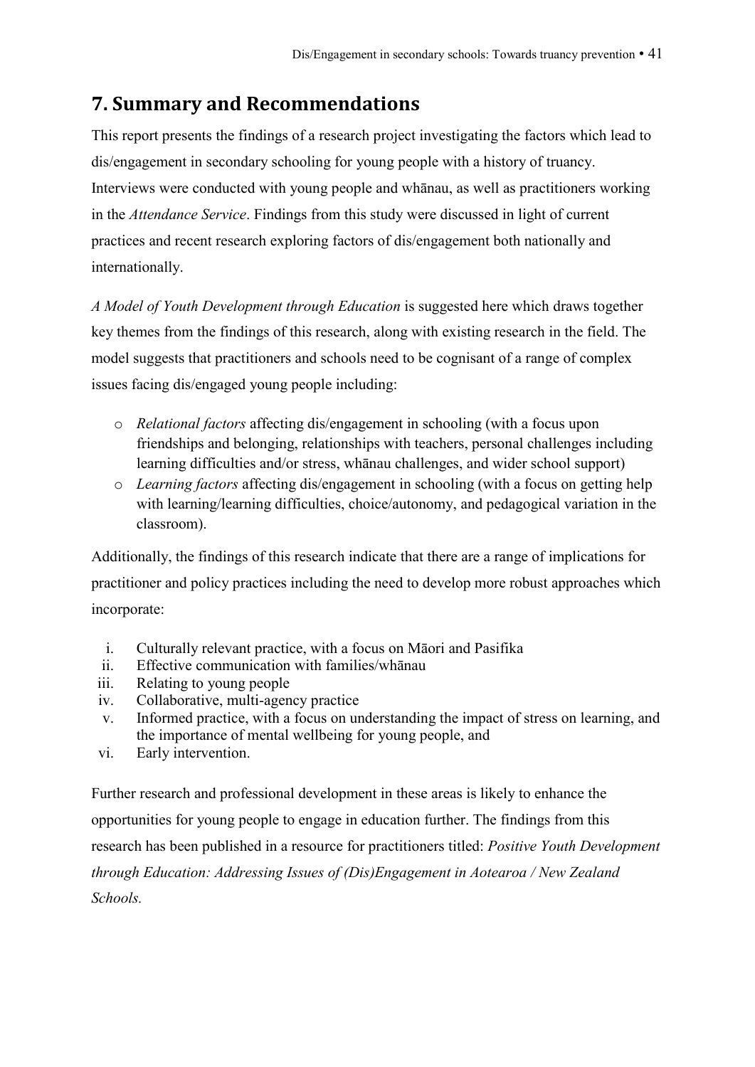## 7. Summary and Recommendations

This report presents the findings of a research project investigating the factors which lead to dis/engagement in secondary schooling for young people with a history of truancy. Interviews were conducted with young people and whānau, as well as practitioners working in the *Attendance Service*. Findings from this study were discussed in light of current practices and recent research exploring factors of dis/engagement both nationally and internationally.

*A Model of Youth Development through Education* is suggested here which draws together key themes from the findings of this research, along with existing research in the field. The model suggests that practitioners and schools need to be cognisant of a range of complex issues facing dis/engaged young people including:

- *Relational factors* affecting dis/engagement in schooling (with a focus upon friendships and belonging, relationships with teachers, personal challenges including learning difficulties and/or stress, whānau challenges, and wider school support)
- *Learning factors* affecting dis/engagement in schooling (with a focus on getting help with learning/learning difficulties, choice/autonomy, and pedagogical variation in the classroom).

Additionally, the findings of this research indicate that there are a range of implications for practitioner and policy practices including the need to develop more robust approaches which incorporate:

i. Culturally relevant practice, with a focus on Māori and Pasifika
ii. Effective communication with families/whānau
iii. Relating to young people
iv. Collaborative, multi-agency practice
v. Informed practice, with a focus on understanding the impact of stress on learning, and the importance of mental wellbeing for young people, and
vi. Early intervention.

Further research and professional development in these areas is likely to enhance the opportunities for young people to engage in education further. The findings from this research has been published in a resource for practitioners titled: *Positive Youth Development through Education: Addressing Issues of (Dis)Engagement in Aotearoa / New Zealand Schools.*